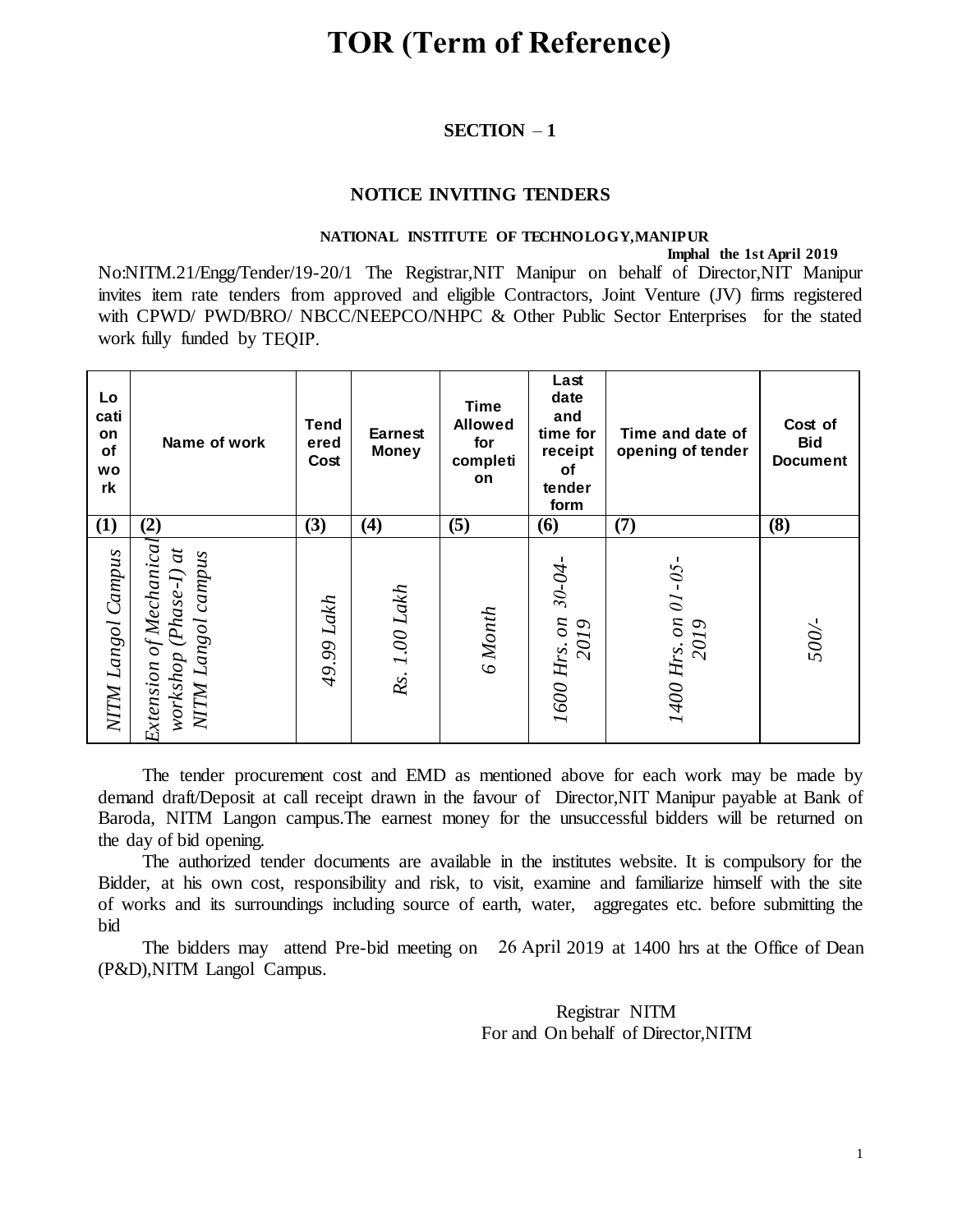# TOR (Term of Reference)

**SECTION – 1**

**NOTICE INVITING TENDERS**

**NATIONAL INSTITUTE OF TECHNOLOGY, MANIPUR**

**Imphal the 1st April 2019**

No:NITM.21/Engg/Tender/19-20/1 The Registrar, NIT Manipur on behalf of Director, NIT Manipur invites item rate tenders from approved and eligible Contractors, Joint Venture (JV) firms registered with CPWD/ PWD/BRO/ NBCC/NEEPCO/NHPC & Other Public Sector Enterprises for the stated work fully funded by TEQIP.

| Location of work | Name of work | Tendered Cost | Earnest Money | Time Allowed for completion | Last date and time for receipt of tender form | Time and date of opening of tender | Cost of Bid Document |
|---|---|---|---|---|---|---|---|
| (1) | (2) | (3) | (4) | (5) | (6) | (7) | (8) |
| *NITM Langol Campus* | *Extension of Mechanical workshop (Phase-I) at NITM Langol campus* | *49.99 Lakh* | *Rs. 1.00 Lakh* | *6 Month* | *1600 Hrs. on 30-04-2019* | *1400 Hrs. on 01-05-2019* | *500/-* |

The tender procurement cost and EMD as mentioned above for each work may be made by demand draft/Deposit at call receipt drawn in the favour of Director, NIT Manipur payable at Bank of Baroda, NITM Langon campus. The earnest money for the unsuccessful bidders will be returned on the day of bid opening.

The authorized tender documents are available in the institutes website. It is compulsory for the Bidder, at his own cost, responsibility and risk, to visit, examine and familiarize himself with the site of works and its surroundings including source of earth, water, aggregates etc. before submitting the bid

The bidders may attend Pre-bid meeting on 26 April 2019 at 1400 hrs at the Office of Dean (P&D), NITM Langol Campus.

Registrar NITM
For and On behalf of Director, NITM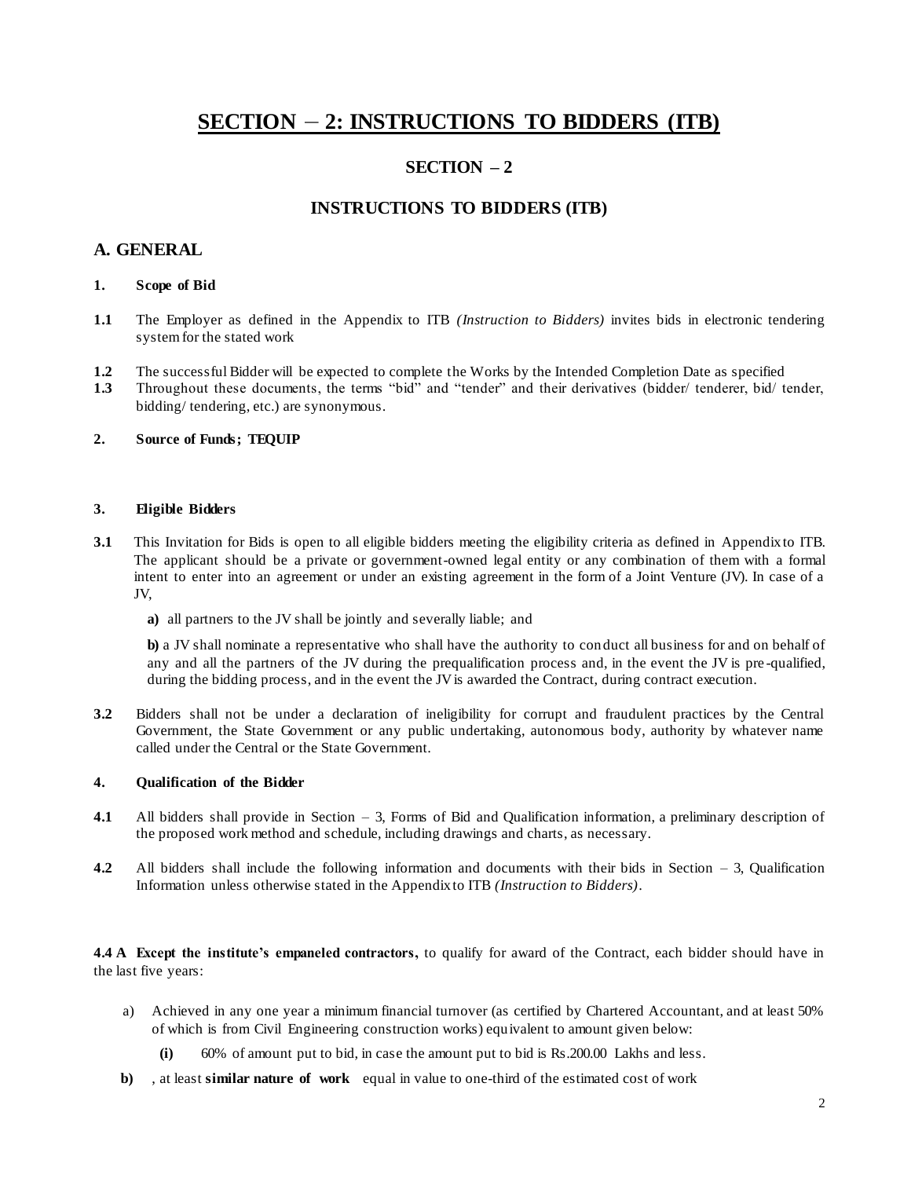# SECTION – 2: INSTRUCTIONS TO BIDDERS (ITB)

## SECTION – 2

## INSTRUCTIONS TO BIDDERS (ITB)

### A. GENERAL

**1. Scope of Bid**

**1.1** The Employer as defined in the Appendix to ITB *(Instruction to Bidders)* invites bids in electronic tendering system for the stated work

**1.2** The successful Bidder will be expected to complete the Works by the Intended Completion Date as specified

**1.3** Throughout these documents, the terms "bid" and "tender" and their derivatives (bidder/ tenderer, bid/ tender, bidding/ tendering, etc.) are synonymous.

**2. Source of Funds; TEQUIP**

**3. Eligible Bidders**

**3.1** This Invitation for Bids is open to all eligible bidders meeting the eligibility criteria as defined in Appendix to ITB. The applicant should be a private or government-owned legal entity or any combination of them with a formal intent to enter into an agreement or under an existing agreement in the form of a Joint Venture (JV). In case of a JV,

**a)** all partners to the JV shall be jointly and severally liable; and

**b)** a JV shall nominate a representative who shall have the authority to conduct all business for and on behalf of any and all the partners of the JV during the prequalification process and, in the event the JV is pre-qualified, during the bidding process, and in the event the JV is awarded the Contract, during contract execution.

**3.2** Bidders shall not be under a declaration of ineligibility for corrupt and fraudulent practices by the Central Government, the State Government or any public undertaking, autonomous body, authority by whatever name called under the Central or the State Government.

**4. Qualification of the Bidder**

**4.1** All bidders shall provide in Section – 3, Forms of Bid and Qualification information, a preliminary description of the proposed work method and schedule, including drawings and charts, as necessary.

**4.2** All bidders shall include the following information and documents with their bids in Section – 3, Qualification Information unless otherwise stated in the Appendix to ITB *(Instruction to Bidders)*.

**4.4 A Except the institute's empaneled contractors,** to qualify for award of the Contract, each bidder should have in the last five years:

a) Achieved in any one year a minimum financial turnover (as certified by Chartered Accountant, and at least 50% of which is from Civil Engineering construction works) equivalent to amount given below:

**(i)** 60% of amount put to bid, in case the amount put to bid is Rs.200.00 Lakhs and less.

**b)** , at least **similar nature of work** equal in value to one-third of the estimated cost of work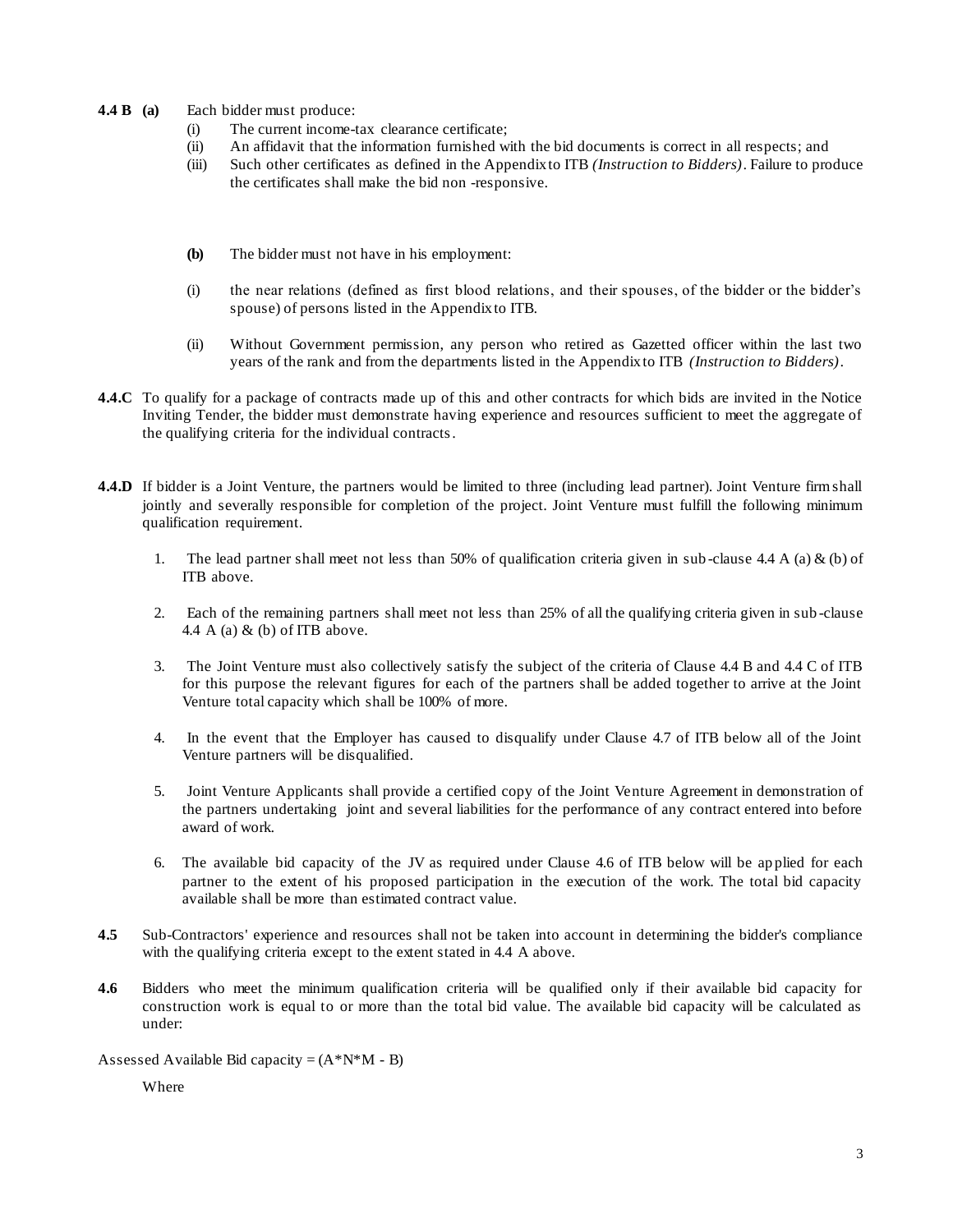**4.4 B (a)** Each bidder must produce:

- (i) The current income-tax clearance certificate;
- (ii) An affidavit that the information furnished with the bid documents is correct in all respects; and
- (iii) Such other certificates as defined in the Appendix to ITB *(Instruction to Bidders)*. Failure to produce the certificates shall make the bid non -responsive.

**(b)** The bidder must not have in his employment:

- (i) the near relations (defined as first blood relations, and their spouses, of the bidder or the bidder's spouse) of persons listed in the Appendix to ITB.
- (ii) Without Government permission, any person who retired as Gazetted officer within the last two years of the rank and from the departments listed in the Appendix to ITB *(Instruction to Bidders)*.

**4.4.C** To qualify for a package of contracts made up of this and other contracts for which bids are invited in the Notice Inviting Tender, the bidder must demonstrate having experience and resources sufficient to meet the aggregate of the qualifying criteria for the individual contracts.

**4.4.D** If bidder is a Joint Venture, the partners would be limited to three (including lead partner). Joint Venture firm shall jointly and severally responsible for completion of the project. Joint Venture must fulfill the following minimum qualification requirement.

1. The lead partner shall meet not less than 50% of qualification criteria given in sub-clause 4.4 A (a) & (b) of ITB above.
2. Each of the remaining partners shall meet not less than 25% of all the qualifying criteria given in sub-clause 4.4 A (a) & (b) of ITB above.
3. The Joint Venture must also collectively satisfy the subject of the criteria of Clause 4.4 B and 4.4 C of ITB for this purpose the relevant figures for each of the partners shall be added together to arrive at the Joint Venture total capacity which shall be 100% of more.
4. In the event that the Employer has caused to disqualify under Clause 4.7 of ITB below all of the Joint Venture partners will be disqualified.
5. Joint Venture Applicants shall provide a certified copy of the Joint Venture Agreement in demonstration of the partners undertaking joint and several liabilities for the performance of any contract entered into before award of work.
6. The available bid capacity of the JV as required under Clause 4.6 of ITB below will be applied for each partner to the extent of his proposed participation in the execution of the work. The total bid capacity available shall be more than estimated contract value.

**4.5** Sub-Contractors' experience and resources shall not be taken into account in determining the bidder's compliance with the qualifying criteria except to the extent stated in 4.4 A above.

**4.6** Bidders who meet the minimum qualification criteria will be qualified only if their available bid capacity for construction work is equal to or more than the total bid value. The available bid capacity will be calculated as under:

Assessed Available Bid capacity = $(A*N*M - B)$

Where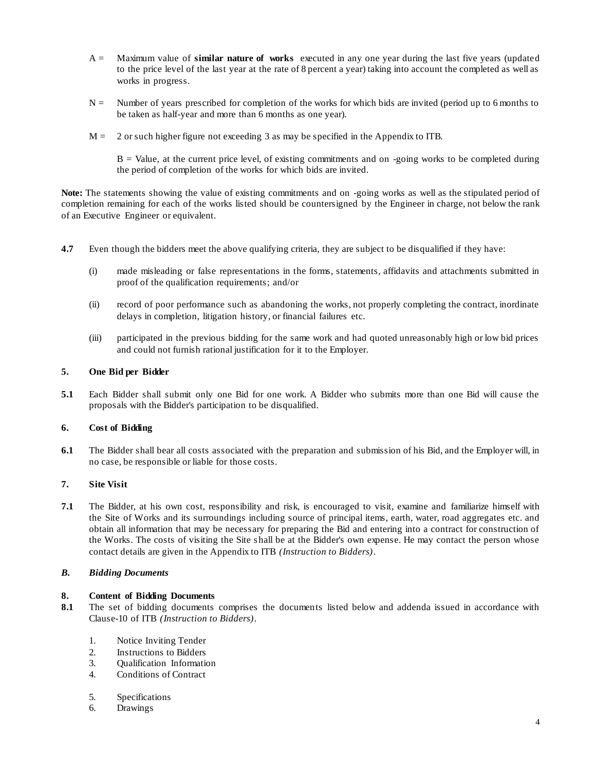A = Maximum value of **similar nature of works** executed in any one year during the last five years (updated to the price level of the last year at the rate of 8 percent a year) taking into account the completed as well as works in progress.

N = Number of years prescribed for completion of the works for which bids are invited (period up to 6 months to be taken as half-year and more than 6 months as one year).

M = 2 or such higher figure not exceeding 3 as may be specified in the Appendix to ITB.

B = Value, at the current price level, of existing commitments and on -going works to be completed during the period of completion of the works for which bids are invited.

**Note:** The statements showing the value of existing commitments and on -going works as well as the stipulated period of completion remaining for each of the works listed should be countersigned by the Engineer in charge, not below the rank of an Executive Engineer or equivalent.

**4.7** Even though the bidders meet the above qualifying criteria, they are subject to be disqualified if they have:

(i) made misleading or false representations in the forms, statements, affidavits and attachments submitted in proof of the qualification requirements; and/or

(ii) record of poor performance such as abandoning the works, not properly completing the contract, inordinate delays in completion, litigation history, or financial failures etc.

(iii) participated in the previous bidding for the same work and had quoted unreasonably high or low bid prices and could not furnish rational justification for it to the Employer.

### 5. One Bid per Bidder

**5.1** Each Bidder shall submit only one Bid for one work. A Bidder who submits more than one Bid will cause the proposals with the Bidder's participation to be disqualified.

### 6. Cost of Bidding

**6.1** The Bidder shall bear all costs associated with the preparation and submission of his Bid, and the Employer will, in no case, be responsible or liable for those costs.

### 7. Site Visit

**7.1** The Bidder, at his own cost, responsibility and risk, is encouraged to visit, examine and familiarize himself with the Site of Works and its surroundings including source of principal items, earth, water, road aggregates etc. and obtain all information that may be necessary for preparing the Bid and entering into a contract for construction of the Works. The costs of visiting the Site shall be at the Bidder's own expense. He may contact the person whose contact details are given in the Appendix to ITB *(Instruction to Bidders)*.

## *B. Bidding Documents*

### 8. Content of Bidding Documents

**8.1** The set of bidding documents comprises the documents listed below and addenda issued in accordance with Clause-10 of ITB *(Instruction to Bidders)*.

1. Notice Inviting Tender
2. Instructions to Bidders
3. Qualification Information
4. Conditions of Contract
5. Specifications
6. Drawings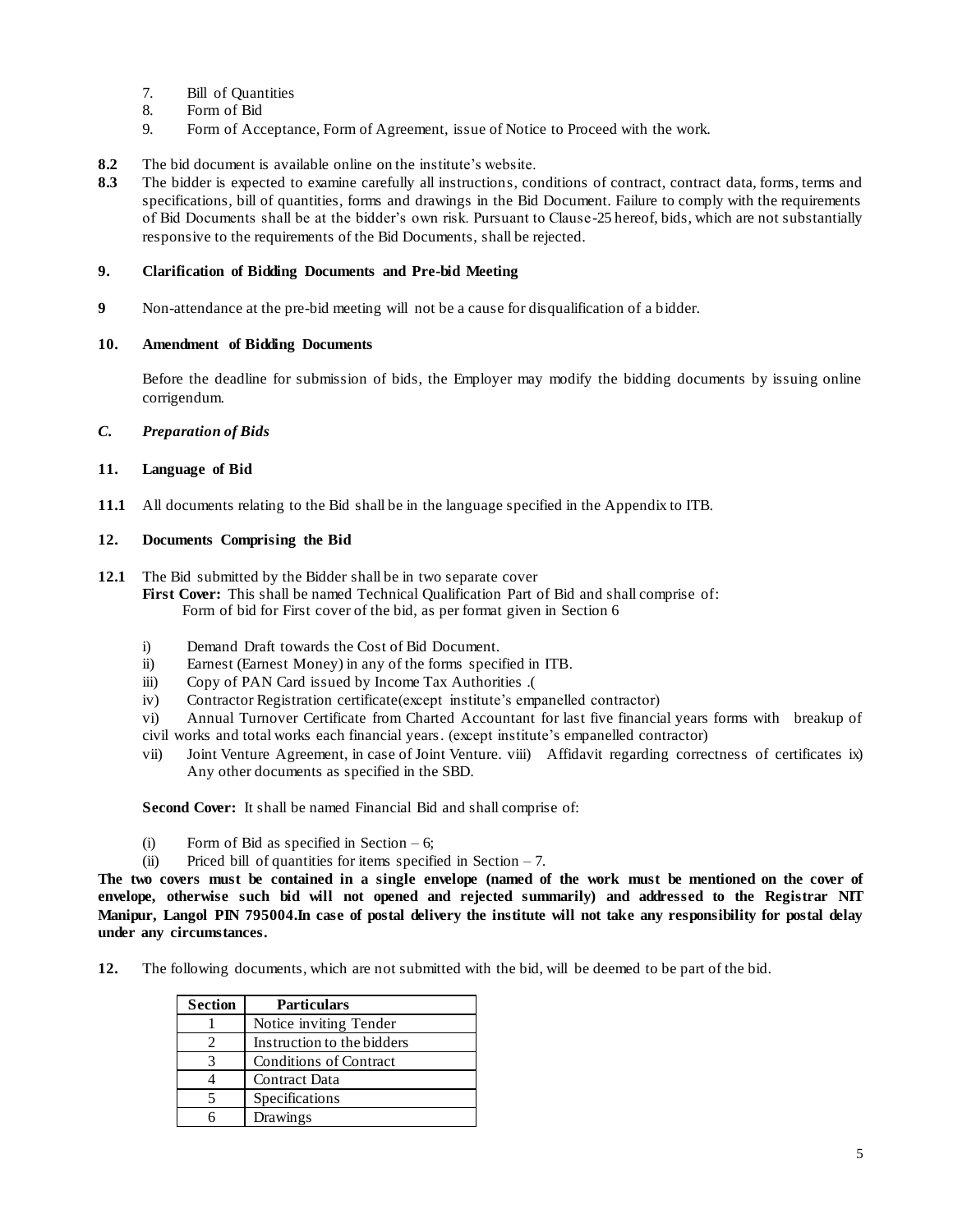7. Bill of Quantities
8. Form of Bid
9. Form of Acceptance, Form of Agreement, issue of Notice to Proceed with the work.

**8.2** The bid document is available online on the institute's website.

**8.3** The bidder is expected to examine carefully all instructions, conditions of contract, contract data, forms, terms and specifications, bill of quantities, forms and drawings in the Bid Document. Failure to comply with the requirements of Bid Documents shall be at the bidder's own risk. Pursuant to Clause-25 hereof, bids, which are not substantially responsive to the requirements of the Bid Documents, shall be rejected.

### 9. Clarification of Bidding Documents and Pre-bid Meeting

**9** Non-attendance at the pre-bid meeting will not be a cause for disqualification of a bidder.

### 10. Amendment of Bidding Documents

Before the deadline for submission of bids, the Employer may modify the bidding documents by issuing online corrigendum.

## *C. Preparation of Bids*

### 11. Language of Bid

**11.1** All documents relating to the Bid shall be in the language specified in the Appendix to ITB.

### 12. Documents Comprising the Bid

**12.1** The Bid submitted by the Bidder shall be in two separate cover

**First Cover:** This shall be named Technical Qualification Part of Bid and shall comprise of:
Form of bid for First cover of the bid, as per format given in Section 6

i) Demand Draft towards the Cost of Bid Document.
ii) Earnest (Earnest Money) in any of the forms specified in ITB.
iii) Copy of PAN Card issued by Income Tax Authorities .(
iv) Contractor Registration certificate(except institute's empanelled contractor)
vi) Annual Turnover Certificate from Charted Accountant for last five financial years forms with breakup of civil works and total works each financial years. (except institute's empanelled contractor)
vii) Joint Venture Agreement, in case of Joint Venture. viii) Affidavit regarding correctness of certificates ix) Any other documents as specified in the SBD.

**Second Cover:** It shall be named Financial Bid and shall comprise of:

(i) Form of Bid as specified in Section – 6;
(ii) Priced bill of quantities for items specified in Section – 7.

**The two covers must be contained in a single envelope (named of the work must be mentioned on the cover of envelope, otherwise such bid will not opened and rejected summarily) and addressed to the Registrar NIT Manipur, Langol PIN 795004.In case of postal delivery the institute will not take any responsibility for postal delay under any circumstances.**

**12.** The following documents, which are not submitted with the bid, will be deemed to be part of the bid.

| Section | Particulars |
|---|---|
| 1 | Notice inviting Tender |
| 2 | Instruction to the bidders |
| 3 | Conditions of Contract |
| 4 | Contract Data |
| 5 | Specifications |
| 6 | Drawings |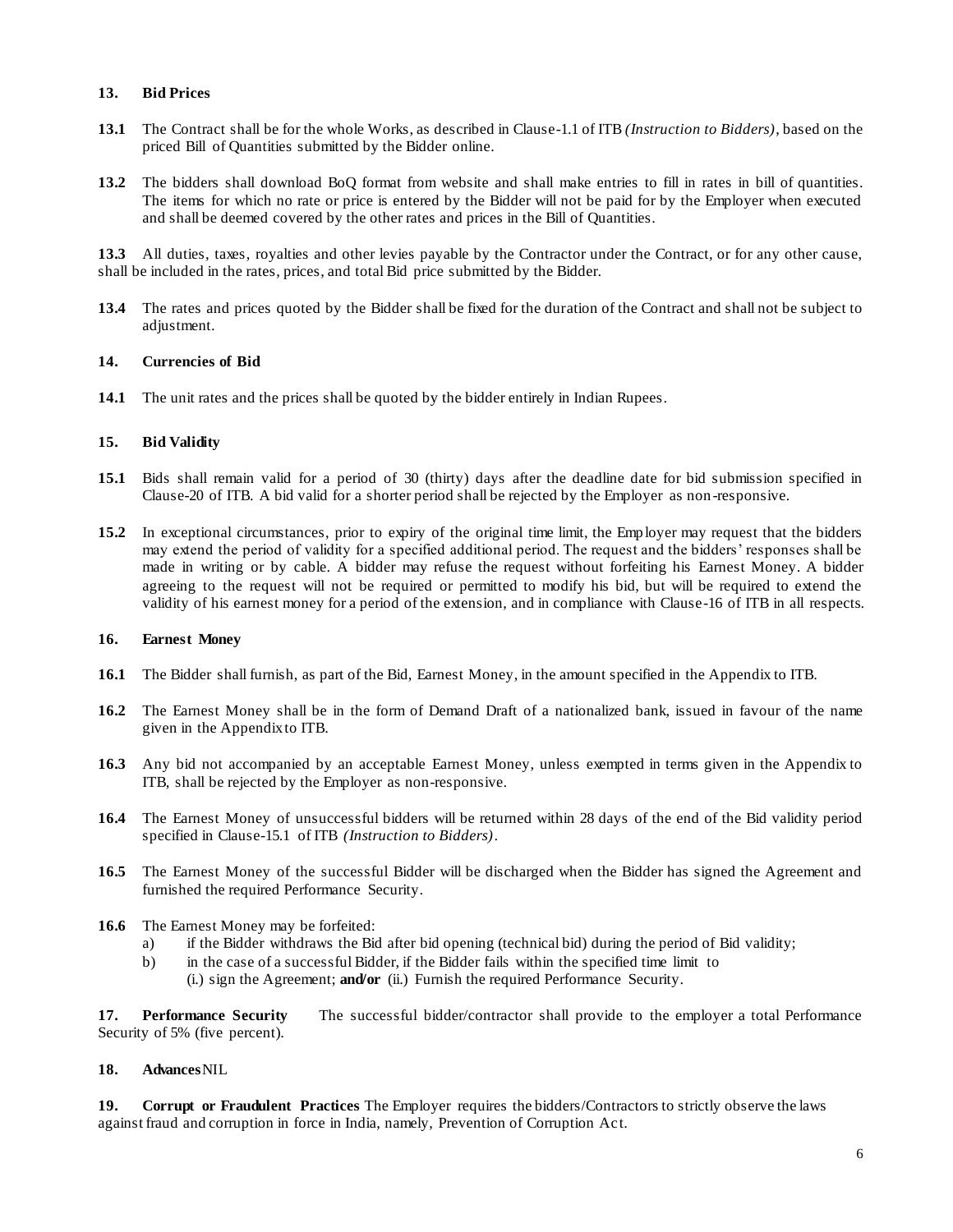## 13. Bid Prices

**13.1** The Contract shall be for the whole Works, as described in Clause-1.1 of ITB *(Instruction to Bidders)*, based on the priced Bill of Quantities submitted by the Bidder online.

**13.2** The bidders shall download BoQ format from website and shall make entries to fill in rates in bill of quantities. The items for which no rate or price is entered by the Bidder will not be paid for by the Employer when executed and shall be deemed covered by the other rates and prices in the Bill of Quantities.

**13.3** All duties, taxes, royalties and other levies payable by the Contractor under the Contract, or for any other cause, shall be included in the rates, prices, and total Bid price submitted by the Bidder.

**13.4** The rates and prices quoted by the Bidder shall be fixed for the duration of the Contract and shall not be subject to adjustment.

## 14. Currencies of Bid

**14.1** The unit rates and the prices shall be quoted by the bidder entirely in Indian Rupees.

## 15. Bid Validity

**15.1** Bids shall remain valid for a period of 30 (thirty) days after the deadline date for bid submission specified in Clause-20 of ITB. A bid valid for a shorter period shall be rejected by the Employer as non-responsive.

**15.2** In exceptional circumstances, prior to expiry of the original time limit, the Employer may request that the bidders may extend the period of validity for a specified additional period. The request and the bidders' responses shall be made in writing or by cable. A bidder may refuse the request without forfeiting his Earnest Money. A bidder agreeing to the request will not be required or permitted to modify his bid, but will be required to extend the validity of his earnest money for a period of the extension, and in compliance with Clause-16 of ITB in all respects.

## 16. Earnest Money

**16.1** The Bidder shall furnish, as part of the Bid, Earnest Money, in the amount specified in the Appendix to ITB.

**16.2** The Earnest Money shall be in the form of Demand Draft of a nationalized bank, issued in favour of the name given in the Appendix to ITB.

**16.3** Any bid not accompanied by an acceptable Earnest Money, unless exempted in terms given in the Appendix to ITB, shall be rejected by the Employer as non-responsive.

**16.4** The Earnest Money of unsuccessful bidders will be returned within 28 days of the end of the Bid validity period specified in Clause-15.1 of ITB *(Instruction to Bidders)*.

**16.5** The Earnest Money of the successful Bidder will be discharged when the Bidder has signed the Agreement and furnished the required Performance Security.

**16.6** The Earnest Money may be forfeited:

a) if the Bidder withdraws the Bid after bid opening (technical bid) during the period of Bid validity;

b) in the case of a successful Bidder, if the Bidder fails within the specified time limit to
(i.) sign the Agreement; **and/or** (ii.) Furnish the required Performance Security.

**17. Performance Security** The successful bidder/contractor shall provide to the employer a total Performance Security of 5% (five percent).

**18. Advances** NIL

**19. Corrupt or Fraudulent Practices** The Employer requires the bidders/Contractors to strictly observe the laws against fraud and corruption in force in India, namely, Prevention of Corruption Act.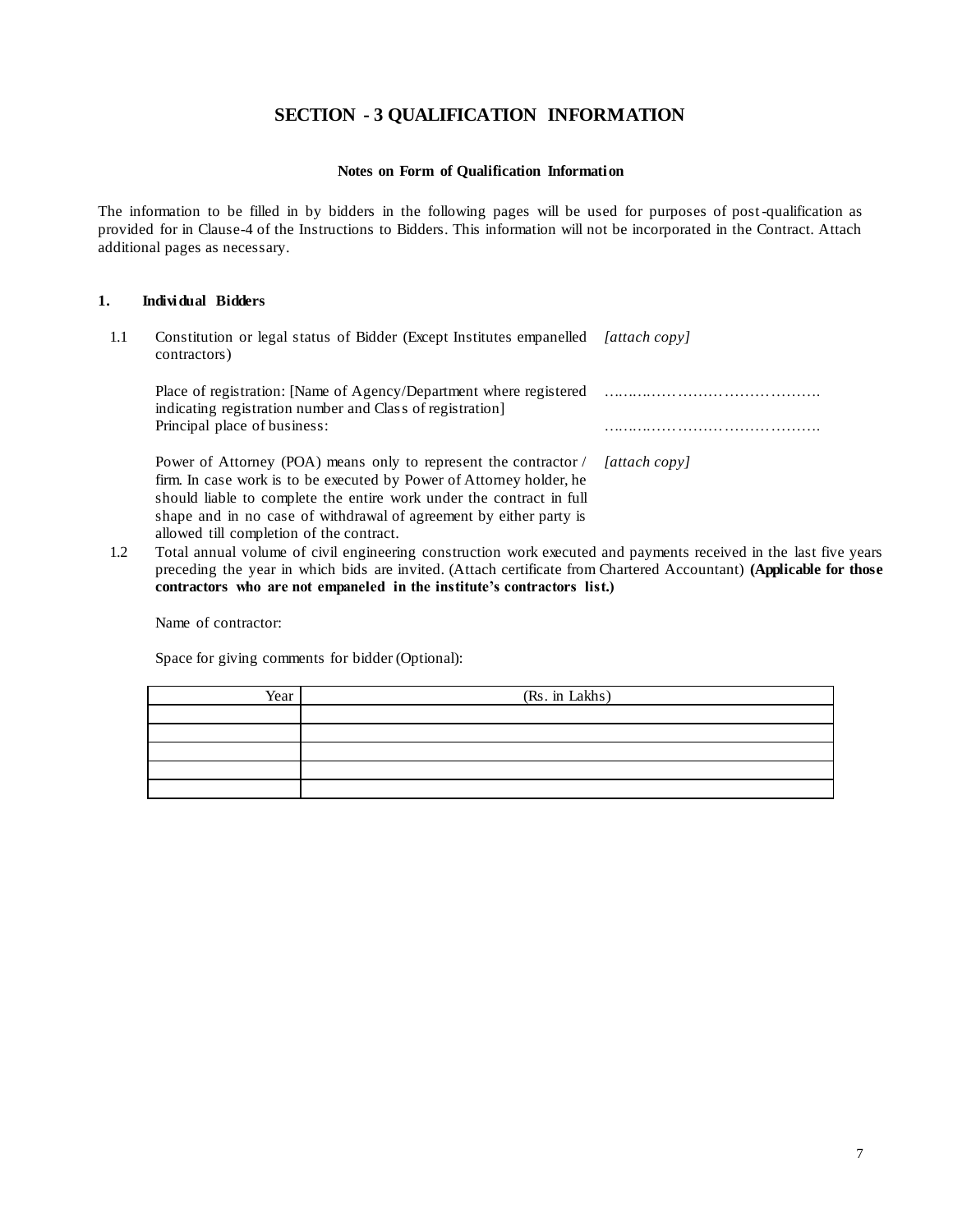# SECTION - 3 QUALIFICATION INFORMATION

**Notes on Form of Qualification Information**

The information to be filled in by bidders in the following pages will be used for purposes of post-qualification as provided for in Clause-4 of the Instructions to Bidders. This information will not be incorporated in the Contract. Attach additional pages as necessary.

**1. Individual Bidders**

1.1 Constitution or legal status of Bidder (Except Institutes empanelled contractors) *[attach copy]*

Place of registration: [Name of Agency/Department where registered indicating registration number and Class of registration] …………………………………….

Principal place of business: …………………………………….

Power of Attorney (POA) means only to represent the contractor / firm. In case work is to be executed by Power of Attorney holder, he should liable to complete the entire work under the contract in full shape and in no case of withdrawal of agreement by either party is allowed till completion of the contract. *[attach copy]*

1.2 Total annual volume of civil engineering construction work executed and payments received in the last five years preceding the year in which bids are invited. (Attach certificate from Chartered Accountant) **(Applicable for those contractors who are not empaneled in the institute's contractors list.)**

Name of contractor:

Space for giving comments for bidder (Optional):

| Year | (Rs. in Lakhs) |
|---|---|
| | |
| | |
| | |
| | |
| | |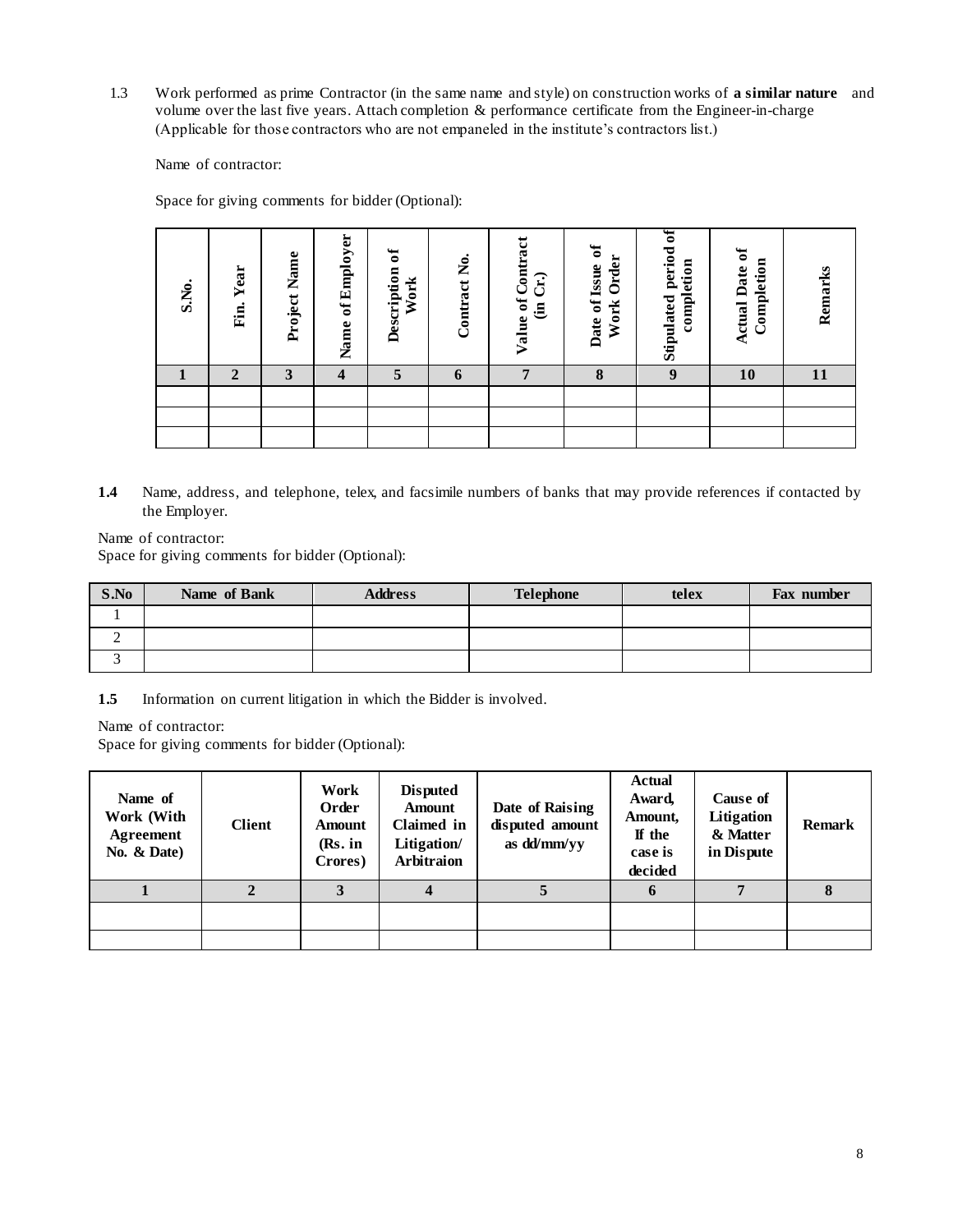1.3 Work performed as prime Contractor (in the same name and style) on construction works of **a similar nature** and volume over the last five years. Attach completion & performance certificate from the Engineer-in-charge (Applicable for those contractors who are not empaneled in the institute's contractors list.)

Name of contractor:

Space for giving comments for bidder (Optional):

| S.No. | Fin. Year | Project Name | Name of Employer | Description of Work | Contract No. | Value of Contract (in Cr.) | Date of Issue of Work Order | Stipulated period of completion | Actual Date of Completion | Remarks |
|---|---|---|---|---|---|---|---|---|---|---|
| 1 | 2 | 3 | 4 | 5 | 6 | 7 | 8 | 9 | 10 | 11 |
| | | | | | | | | | | |
| | | | | | | | | | | |
| | | | | | | | | | | |

**1.4** Name, address, and telephone, telex, and facsimile numbers of banks that may provide references if contacted by the Employer.

Name of contractor:
Space for giving comments for bidder (Optional):

| S.No | Name of Bank | Address | Telephone | telex | Fax number |
|---|---|---|---|---|---|
| 1 | | | | | |
| 2 | | | | | |
| 3 | | | | | |

**1.5** Information on current litigation in which the Bidder is involved.

Name of contractor:
Space for giving comments for bidder (Optional):

| Name of Work (With Agreement No. & Date) | Client | Work Order Amount (Rs. in Crores) | Disputed Amount Claimed in Litigation/ Arbitraion | Date of Raising disputed amount as dd/mm/yy | Actual Award, Amount, If the case is decided | Cause of Litigation & Matter in Dispute | Remark |
|---|---|---|---|---|---|---|---|
| 1 | 2 | 3 | 4 | 5 | 6 | 7 | 8 |
| | | | | | | | |
| | | | | | | | |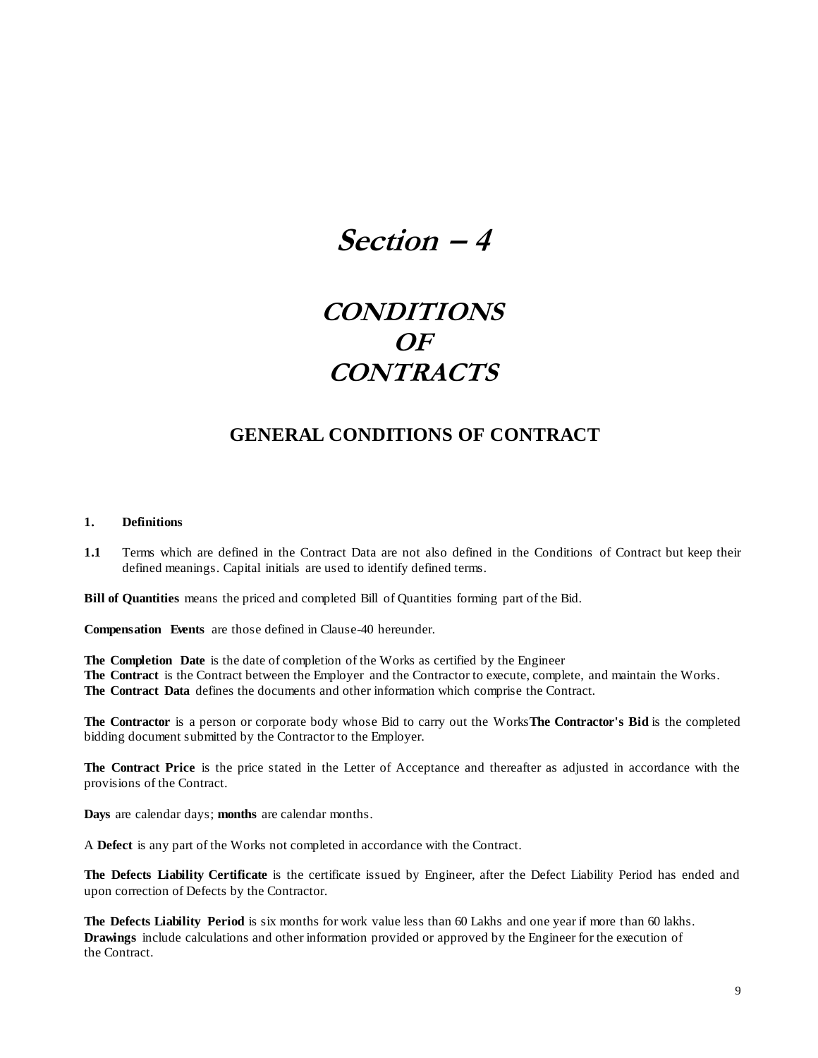# *Section – 4*

# *CONDITIONS OF CONTRACTS*

## GENERAL CONDITIONS OF CONTRACT

**1. Definitions**

**1.1** Terms which are defined in the Contract Data are not also defined in the Conditions of Contract but keep their defined meanings. Capital initials are used to identify defined terms.

**Bill of Quantities** means the priced and completed Bill of Quantities forming part of the Bid.

**Compensation Events** are those defined in Clause-40 hereunder.

**The Completion Date** is the date of completion of the Works as certified by the Engineer
**The Contract** is the Contract between the Employer and the Contractor to execute, complete, and maintain the Works.
**The Contract Data** defines the documents and other information which comprise the Contract.

**The Contractor** is a person or corporate body whose Bid to carry out the Works**The Contractor's Bid** is the completed bidding document submitted by the Contractor to the Employer.

**The Contract Price** is the price stated in the Letter of Acceptance and thereafter as adjusted in accordance with the provisions of the Contract.

**Days** are calendar days; **months** are calendar months.

A **Defect** is any part of the Works not completed in accordance with the Contract.

**The Defects Liability Certificate** is the certificate issued by Engineer, after the Defect Liability Period has ended and upon correction of Defects by the Contractor.

**The Defects Liability Period** is six months for work value less than 60 Lakhs and one year if more than 60 lakhs.
**Drawings** include calculations and other information provided or approved by the Engineer for the execution of the Contract.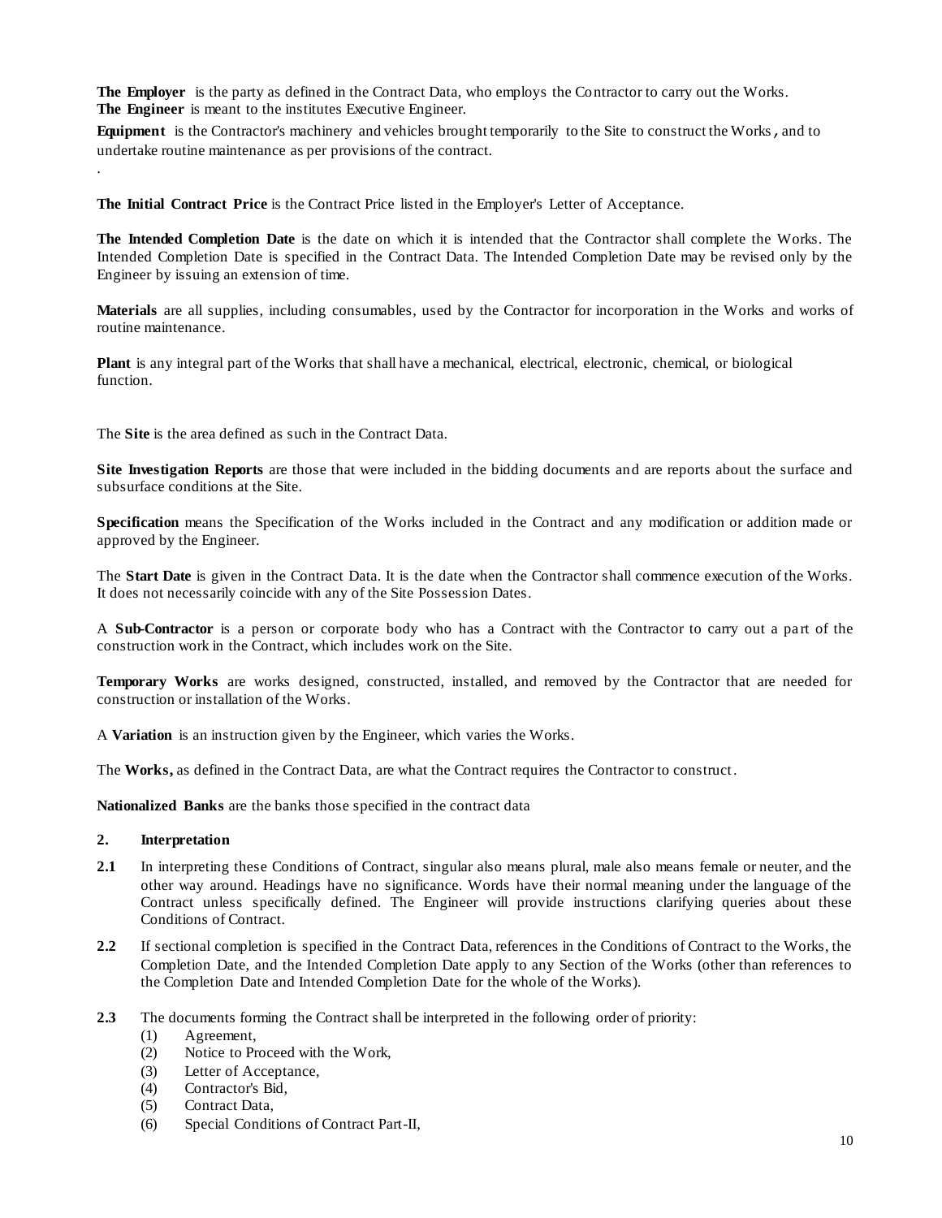**The Employer** is the party as defined in the Contract Data, who employs the Contractor to carry out the Works.
**The Engineer** is meant to the institutes Executive Engineer.

**Equipment** is the Contractor's machinery and vehicles brought temporarily to the Site to construct the Works**,** and to undertake routine maintenance as per provisions of the contract.

.

**The Initial Contract Price** is the Contract Price listed in the Employer's Letter of Acceptance.

**The Intended Completion Date** is the date on which it is intended that the Contractor shall complete the Works. The Intended Completion Date is specified in the Contract Data. The Intended Completion Date may be revised only by the Engineer by issuing an extension of time.

**Materials** are all supplies, including consumables, used by the Contractor for incorporation in the Works and works of routine maintenance.

**Plant** is any integral part of the Works that shall have a mechanical, electrical, electronic, chemical, or biological function.

The **Site** is the area defined as such in the Contract Data.

**Site Investigation Reports** are those that were included in the bidding documents and are reports about the surface and subsurface conditions at the Site.

**Specification** means the Specification of the Works included in the Contract and any modification or addition made or approved by the Engineer.

The **Start Date** is given in the Contract Data. It is the date when the Contractor shall commence execution of the Works. It does not necessarily coincide with any of the Site Possession Dates.

A **Sub-Contractor** is a person or corporate body who has a Contract with the Contractor to carry out a part of the construction work in the Contract, which includes work on the Site.

**Temporary Works** are works designed, constructed, installed, and removed by the Contractor that are needed for construction or installation of the Works.

A **Variation** is an instruction given by the Engineer, which varies the Works.

The **Works,** as defined in the Contract Data, are what the Contract requires the Contractor to construct.

**Nationalized Banks** are the banks those specified in the contract data

**2. Interpretation**

**2.1** In interpreting these Conditions of Contract, singular also means plural, male also means female or neuter, and the other way around. Headings have no significance. Words have their normal meaning under the language of the Contract unless specifically defined. The Engineer will provide instructions clarifying queries about these Conditions of Contract.

**2.2** If sectional completion is specified in the Contract Data, references in the Conditions of Contract to the Works, the Completion Date, and the Intended Completion Date apply to any Section of the Works (other than references to the Completion Date and Intended Completion Date for the whole of the Works).

**2.3** The documents forming the Contract shall be interpreted in the following order of priority:

(1) Agreement,
(2) Notice to Proceed with the Work,
(3) Letter of Acceptance,
(4) Contractor's Bid,
(5) Contract Data,
(6) Special Conditions of Contract Part-II,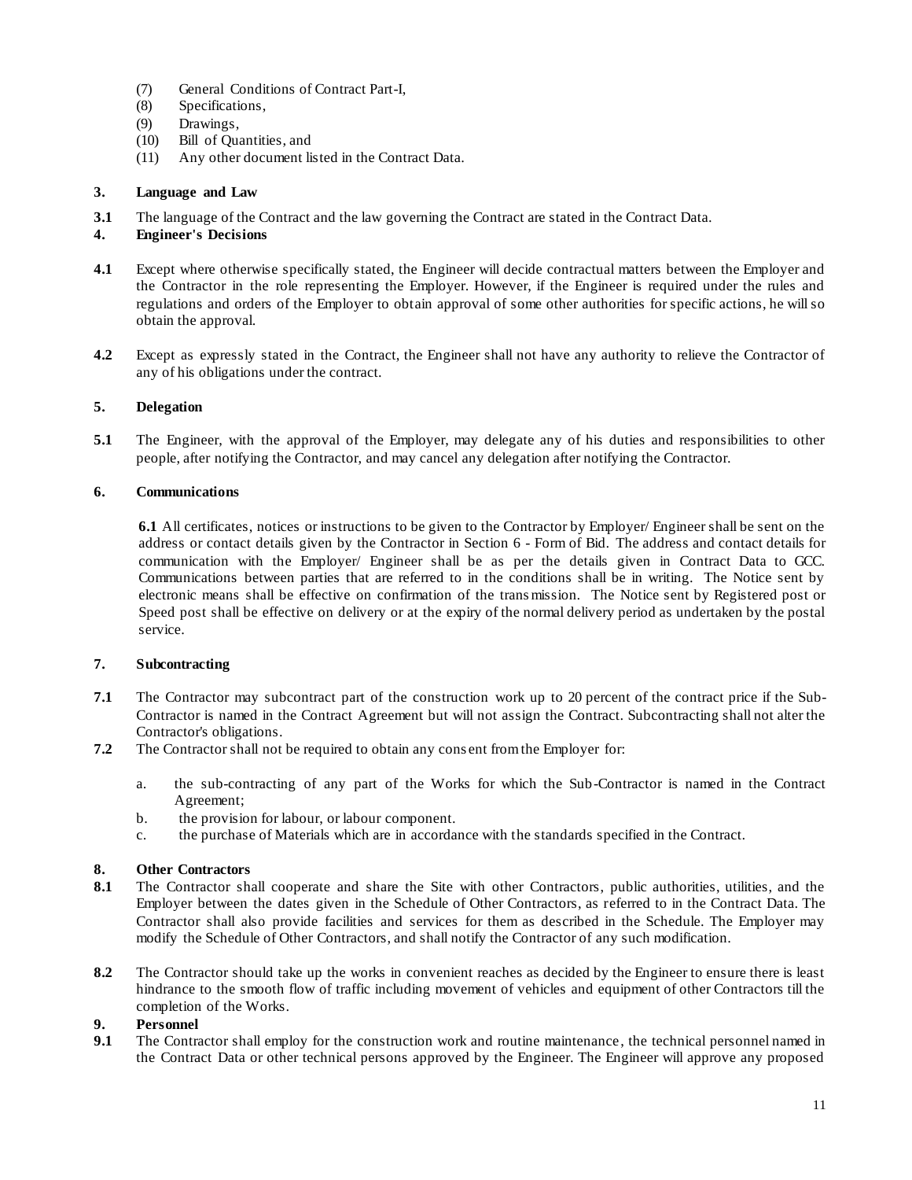(7) General Conditions of Contract Part-I,
(8) Specifications,
(9) Drawings,
(10) Bill of Quantities, and
(11) Any other document listed in the Contract Data.

**3. Language and Law**

**3.1** The language of the Contract and the law governing the Contract are stated in the Contract Data.

**4. Engineer's Decisions**

**4.1** Except where otherwise specifically stated, the Engineer will decide contractual matters between the Employer and the Contractor in the role representing the Employer. However, if the Engineer is required under the rules and regulations and orders of the Employer to obtain approval of some other authorities for specific actions, he will so obtain the approval.

**4.2** Except as expressly stated in the Contract, the Engineer shall not have any authority to relieve the Contractor of any of his obligations under the contract.

**5. Delegation**

**5.1** The Engineer, with the approval of the Employer, may delegate any of his duties and responsibilities to other people, after notifying the Contractor, and may cancel any delegation after notifying the Contractor.

**6. Communications**

**6.1** All certificates, notices or instructions to be given to the Contractor by Employer/ Engineer shall be sent on the address or contact details given by the Contractor in Section 6 - Form of Bid. The address and contact details for communication with the Employer/ Engineer shall be as per the details given in Contract Data to GCC. Communications between parties that are referred to in the conditions shall be in writing. The Notice sent by electronic means shall be effective on confirmation of the transmission. The Notice sent by Registered post or Speed post shall be effective on delivery or at the expiry of the normal delivery period as undertaken by the postal service.

**7. Subcontracting**

**7.1** The Contractor may subcontract part of the construction work up to 20 percent of the contract price if the Sub-Contractor is named in the Contract Agreement but will not assign the Contract. Subcontracting shall not alter the Contractor's obligations.

**7.2** The Contractor shall not be required to obtain any consent from the Employer for:

a. the sub-contracting of any part of the Works for which the Sub-Contractor is named in the Contract Agreement;
b. the provision for labour, or labour component.
c. the purchase of Materials which are in accordance with the standards specified in the Contract.

**8. Other Contractors**

**8.1** The Contractor shall cooperate and share the Site with other Contractors, public authorities, utilities, and the Employer between the dates given in the Schedule of Other Contractors, as referred to in the Contract Data. The Contractor shall also provide facilities and services for them as described in the Schedule. The Employer may modify the Schedule of Other Contractors, and shall notify the Contractor of any such modification.

**8.2** The Contractor should take up the works in convenient reaches as decided by the Engineer to ensure there is least hindrance to the smooth flow of traffic including movement of vehicles and equipment of other Contractors till the completion of the Works.

**9. Personnel**

**9.1** The Contractor shall employ for the construction work and routine maintenance, the technical personnel named in the Contract Data or other technical persons approved by the Engineer. The Engineer will approve any proposed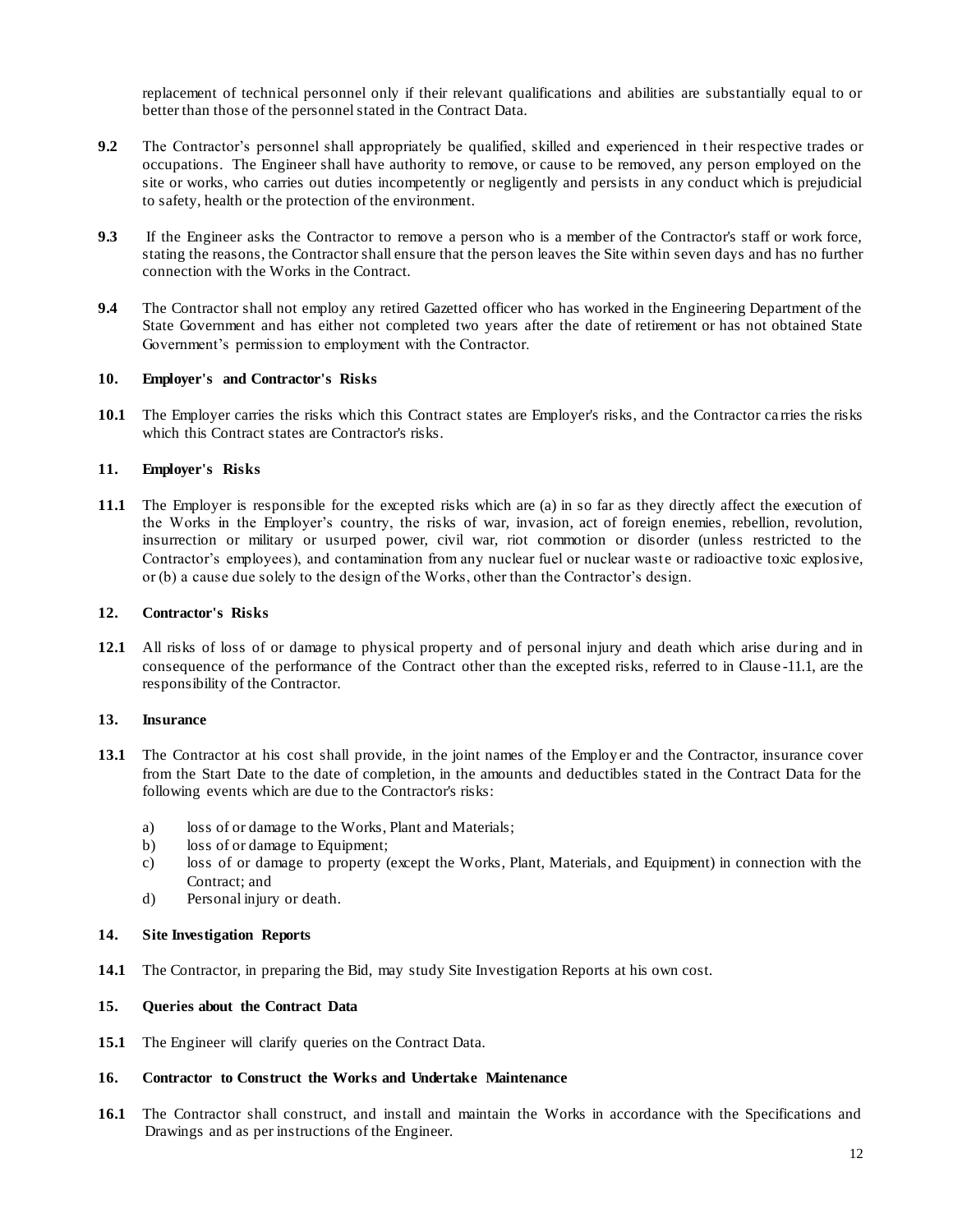replacement of technical personnel only if their relevant qualifications and abilities are substantially equal to or better than those of the personnel stated in the Contract Data.

**9.2** The Contractor's personnel shall appropriately be qualified, skilled and experienced in their respective trades or occupations. The Engineer shall have authority to remove, or cause to be removed, any person employed on the site or works, who carries out duties incompetently or negligently and persists in any conduct which is prejudicial to safety, health or the protection of the environment.

**9.3** If the Engineer asks the Contractor to remove a person who is a member of the Contractor's staff or work force, stating the reasons, the Contractor shall ensure that the person leaves the Site within seven days and has no further connection with the Works in the Contract.

**9.4** The Contractor shall not employ any retired Gazetted officer who has worked in the Engineering Department of the State Government and has either not completed two years after the date of retirement or has not obtained State Government's permission to employment with the Contractor.

### 10. Employer's and Contractor's Risks

**10.1** The Employer carries the risks which this Contract states are Employer's risks, and the Contractor carries the risks which this Contract states are Contractor's risks.

### 11. Employer's Risks

**11.1** The Employer is responsible for the excepted risks which are (a) in so far as they directly affect the execution of the Works in the Employer's country, the risks of war, invasion, act of foreign enemies, rebellion, revolution, insurrection or military or usurped power, civil war, riot commotion or disorder (unless restricted to the Contractor's employees), and contamination from any nuclear fuel or nuclear waste or radioactive toxic explosive, or (b) a cause due solely to the design of the Works, other than the Contractor's design.

### 12. Contractor's Risks

**12.1** All risks of loss of or damage to physical property and of personal injury and death which arise during and in consequence of the performance of the Contract other than the excepted risks, referred to in Clause-11.1, are the responsibility of the Contractor.

### 13. Insurance

**13.1** The Contractor at his cost shall provide, in the joint names of the Employer and the Contractor, insurance cover from the Start Date to the date of completion, in the amounts and deductibles stated in the Contract Data for the following events which are due to the Contractor's risks:

a) loss of or damage to the Works, Plant and Materials;
b) loss of or damage to Equipment;
c) loss of or damage to property (except the Works, Plant, Materials, and Equipment) in connection with the Contract; and
d) Personal injury or death.

### 14. Site Investigation Reports

**14.1** The Contractor, in preparing the Bid, may study Site Investigation Reports at his own cost.

### 15. Queries about the Contract Data

**15.1** The Engineer will clarify queries on the Contract Data.

### 16. Contractor to Construct the Works and Undertake Maintenance

**16.1** The Contractor shall construct, and install and maintain the Works in accordance with the Specifications and Drawings and as per instructions of the Engineer.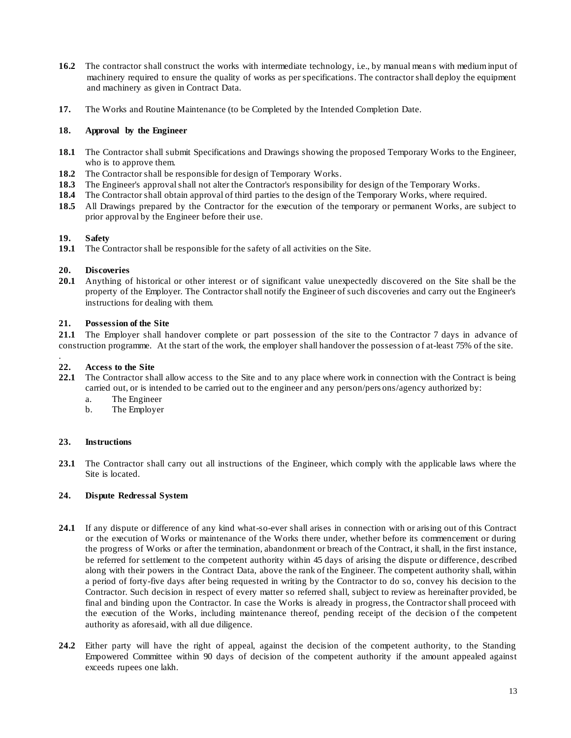**16.2** The contractor shall construct the works with intermediate technology, i.e., by manual means with medium input of machinery required to ensure the quality of works as per specifications. The contractor shall deploy the equipment and machinery as given in Contract Data.

**17.** The Works and Routine Maintenance (to be Completed by the Intended Completion Date.

**18. Approval by the Engineer**

**18.1** The Contractor shall submit Specifications and Drawings showing the proposed Temporary Works to the Engineer, who is to approve them.
**18.2** The Contractor shall be responsible for design of Temporary Works.
**18.3** The Engineer's approval shall not alter the Contractor's responsibility for design of the Temporary Works.
**18.4** The Contractor shall obtain approval of third parties to the design of the Temporary Works, where required.
**18.5** All Drawings prepared by the Contractor for the execution of the temporary or permanent Works, are subject to prior approval by the Engineer before their use.

**19. Safety**
**19.1** The Contractor shall be responsible for the safety of all activities on the Site.

**20. Discoveries**
**20.1** Anything of historical or other interest or of significant value unexpectedly discovered on the Site shall be the property of the Employer. The Contractor shall notify the Engineer of such discoveries and carry out the Engineer's instructions for dealing with them.

**21. Possession of the Site**
**21.1** The Employer shall handover complete or part possession of the site to the Contractor 7 days in advance of construction programme. At the start of the work, the employer shall handover the possession of at-least 75% of the site.

**22. Access to the Site**
**22.1** The Contractor shall allow access to the Site and to any place where work in connection with the Contract is being carried out, or is intended to be carried out to the engineer and any person/persons/agency authorized by:

a. The Engineer
b. The Employer

**23. Instructions**

**23.1** The Contractor shall carry out all instructions of the Engineer, which comply with the applicable laws where the Site is located.

**24. Dispute Redressal System**

**24.1** If any dispute or difference of any kind what-so-ever shall arises in connection with or arising out of this Contract or the execution of Works or maintenance of the Works there under, whether before its commencement or during the progress of Works or after the termination, abandonment or breach of the Contract, it shall, in the first instance, be referred for settlement to the competent authority within 45 days of arising the dispute or difference, described along with their powers in the Contract Data, above the rank of the Engineer. The competent authority shall, within a period of forty-five days after being requested in writing by the Contractor to do so, convey his decision to the Contractor. Such decision in respect of every matter so referred shall, subject to review as hereinafter provided, be final and binding upon the Contractor. In case the Works is already in progress, the Contractor shall proceed with the execution of the Works, including maintenance thereof, pending receipt of the decision of the competent authority as aforesaid, with all due diligence.

**24.2** Either party will have the right of appeal, against the decision of the competent authority, to the Standing Empowered Committee within 90 days of decision of the competent authority if the amount appealed against exceeds rupees one lakh.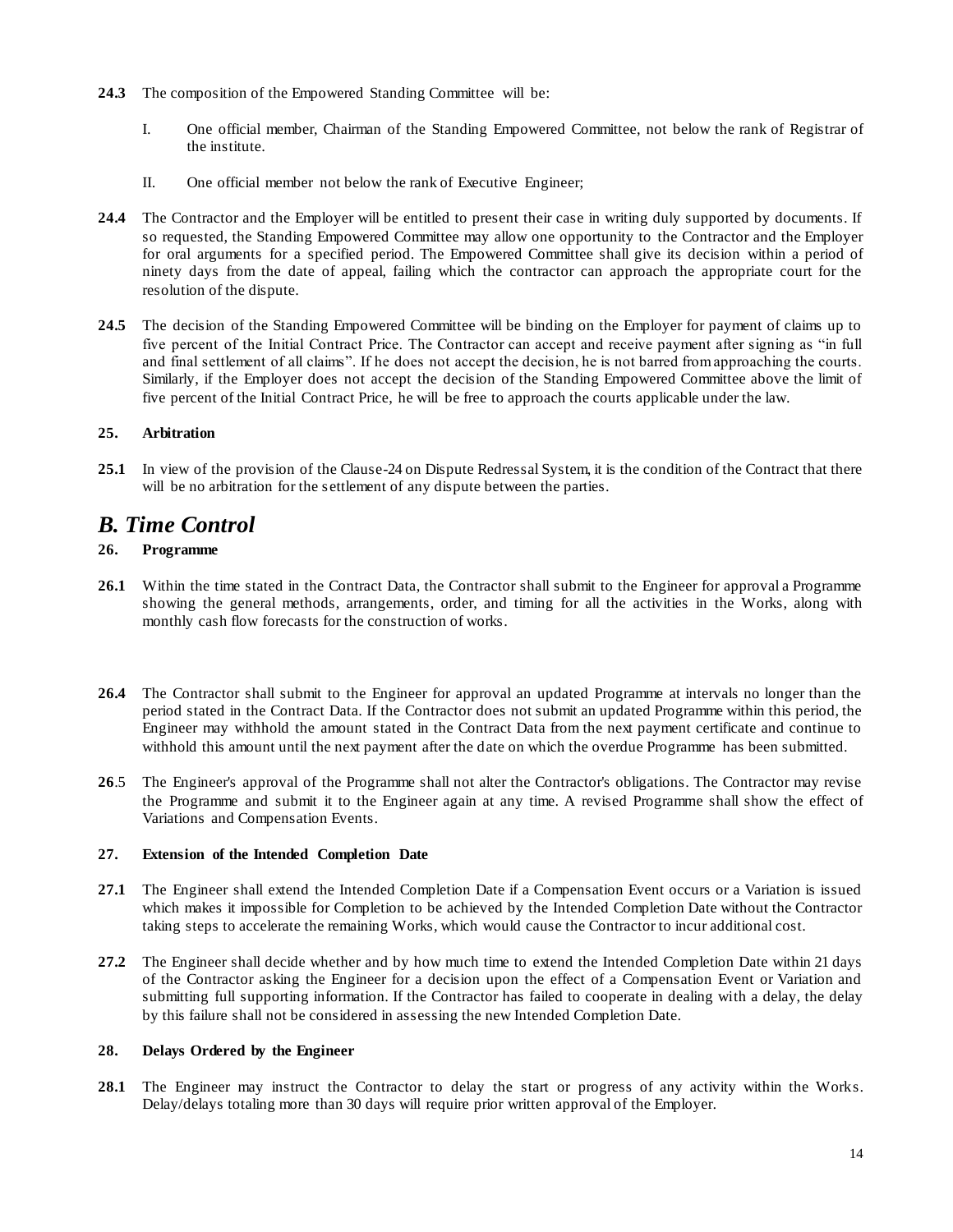**24.3** The composition of the Empowered Standing Committee will be:

I. One official member, Chairman of the Standing Empowered Committee, not below the rank of Registrar of the institute.

II. One official member not below the rank of Executive Engineer;

**24.4** The Contractor and the Employer will be entitled to present their case in writing duly supported by documents. If so requested, the Standing Empowered Committee may allow one opportunity to the Contractor and the Employer for oral arguments for a specified period. The Empowered Committee shall give its decision within a period of ninety days from the date of appeal, failing which the contractor can approach the appropriate court for the resolution of the dispute.

**24.5** The decision of the Standing Empowered Committee will be binding on the Employer for payment of claims up to five percent of the Initial Contract Price. The Contractor can accept and receive payment after signing as "in full and final settlement of all claims". If he does not accept the decision, he is not barred from approaching the courts. Similarly, if the Employer does not accept the decision of the Standing Empowered Committee above the limit of five percent of the Initial Contract Price, he will be free to approach the courts applicable under the law.

**25. Arbitration**

**25.1** In view of the provision of the Clause-24 on Dispute Redressal System, it is the condition of the Contract that there will be no arbitration for the settlement of any dispute between the parties.

## *B. Time Control*

**26. Programme**

**26.1** Within the time stated in the Contract Data, the Contractor shall submit to the Engineer for approval a Programme showing the general methods, arrangements, order, and timing for all the activities in the Works, along with monthly cash flow forecasts for the construction of works.

**26.4** The Contractor shall submit to the Engineer for approval an updated Programme at intervals no longer than the period stated in the Contract Data. If the Contractor does not submit an updated Programme within this period, the Engineer may withhold the amount stated in the Contract Data from the next payment certificate and continue to withhold this amount until the next payment after the date on which the overdue Programme has been submitted.

**26**.5 The Engineer's approval of the Programme shall not alter the Contractor's obligations. The Contractor may revise the Programme and submit it to the Engineer again at any time. A revised Programme shall show the effect of Variations and Compensation Events.

**27. Extension of the Intended Completion Date**

**27.1** The Engineer shall extend the Intended Completion Date if a Compensation Event occurs or a Variation is issued which makes it impossible for Completion to be achieved by the Intended Completion Date without the Contractor taking steps to accelerate the remaining Works, which would cause the Contractor to incur additional cost.

**27.2** The Engineer shall decide whether and by how much time to extend the Intended Completion Date within 21 days of the Contractor asking the Engineer for a decision upon the effect of a Compensation Event or Variation and submitting full supporting information. If the Contractor has failed to cooperate in dealing with a delay, the delay by this failure shall not be considered in assessing the new Intended Completion Date.

**28. Delays Ordered by the Engineer**

**28.1** The Engineer may instruct the Contractor to delay the start or progress of any activity within the Works. Delay/delays totaling more than 30 days will require prior written approval of the Employer.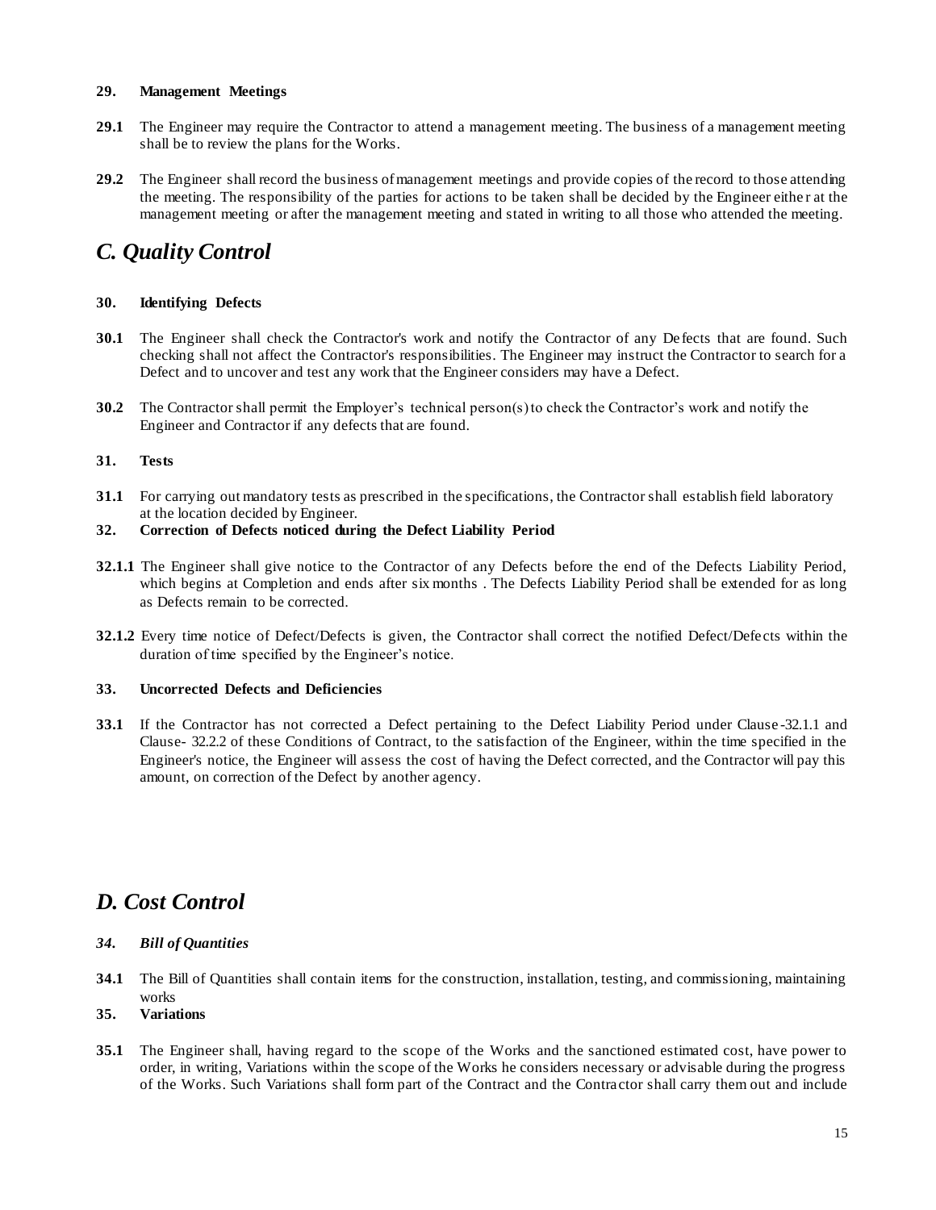**29. Management Meetings**

**29.1** The Engineer may require the Contractor to attend a management meeting. The business of a management meeting shall be to review the plans for the Works.

**29.2** The Engineer shall record the business of management meetings and provide copies of the record to those attending the meeting. The responsibility of the parties for actions to be taken shall be decided by the Engineer either at the management meeting or after the management meeting and stated in writing to all those who attended the meeting.

## *C. Quality Control*

**30. Identifying Defects**

**30.1** The Engineer shall check the Contractor's work and notify the Contractor of any Defects that are found. Such checking shall not affect the Contractor's responsibilities. The Engineer may instruct the Contractor to search for a Defect and to uncover and test any work that the Engineer considers may have a Defect.

**30.2** The Contractor shall permit the Employer's technical person(s) to check the Contractor's work and notify the Engineer and Contractor if any defects that are found.

**31. Tests**

**31.1** For carrying out mandatory tests as prescribed in the specifications, the Contractor shall establish field laboratory at the location decided by Engineer.

**32. Correction of Defects noticed during the Defect Liability Period**

**32.1.1** The Engineer shall give notice to the Contractor of any Defects before the end of the Defects Liability Period, which begins at Completion and ends after six months . The Defects Liability Period shall be extended for as long as Defects remain to be corrected.

**32.1.2** Every time notice of Defect/Defects is given, the Contractor shall correct the notified Defect/Defects within the duration of time specified by the Engineer's notice.

**33. Uncorrected Defects and Deficiencies**

**33.1** If the Contractor has not corrected a Defect pertaining to the Defect Liability Period under Clause-32.1.1 and Clause- 32.2.2 of these Conditions of Contract, to the satisfaction of the Engineer, within the time specified in the Engineer's notice, the Engineer will assess the cost of having the Defect corrected, and the Contractor will pay this amount, on correction of the Defect by another agency.

## *D. Cost Control*

***34. Bill of Quantities***

**34.1** The Bill of Quantities shall contain items for the construction, installation, testing, and commissioning, maintaining works

**35. Variations**

**35.1** The Engineer shall, having regard to the scope of the Works and the sanctioned estimated cost, have power to order, in writing, Variations within the scope of the Works he considers necessary or advisable during the progress of the Works. Such Variations shall form part of the Contract and the Contractor shall carry them out and include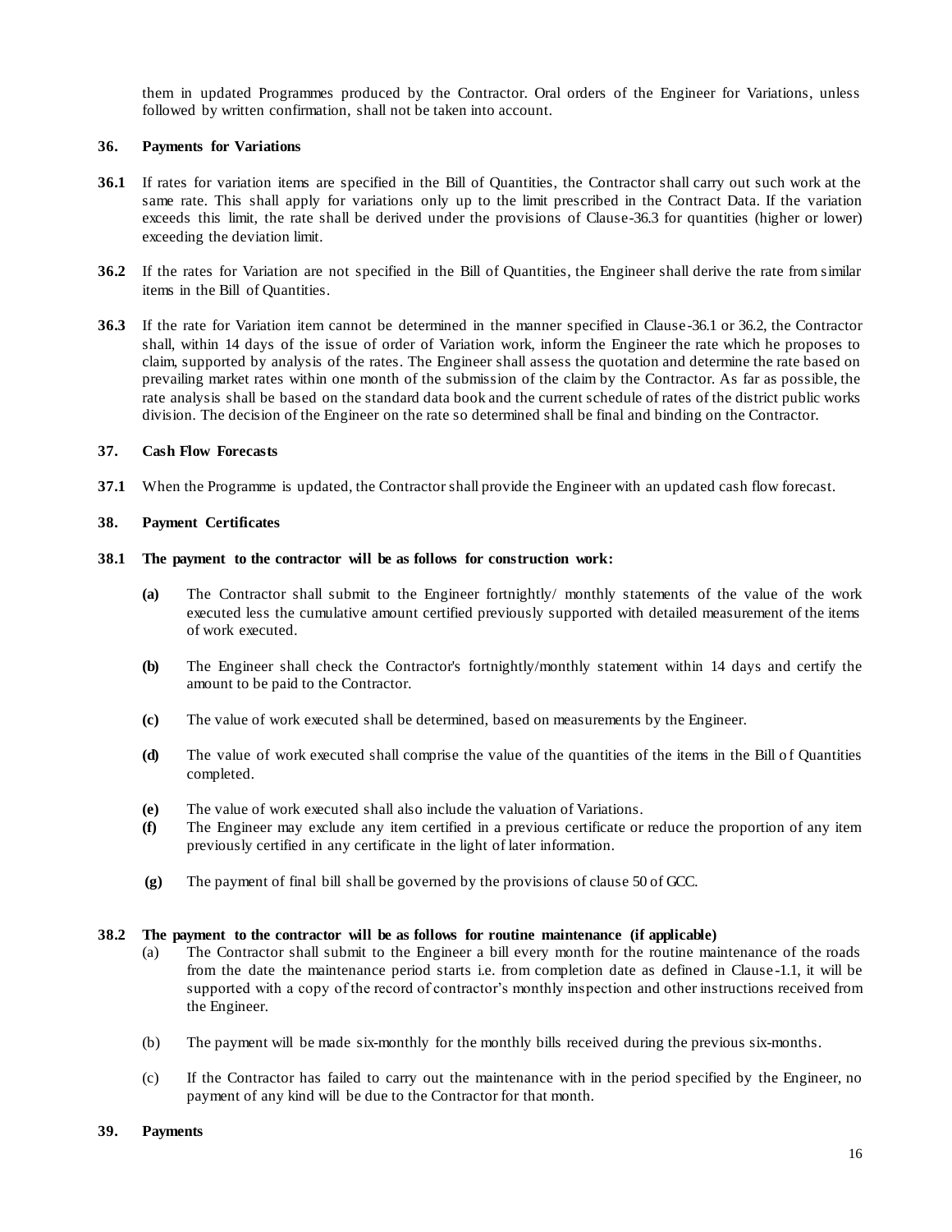them in updated Programmes produced by the Contractor. Oral orders of the Engineer for Variations, unless followed by written confirmation, shall not be taken into account.

**36. Payments for Variations**

**36.1** If rates for variation items are specified in the Bill of Quantities, the Contractor shall carry out such work at the same rate. This shall apply for variations only up to the limit prescribed in the Contract Data. If the variation exceeds this limit, the rate shall be derived under the provisions of Clause-36.3 for quantities (higher or lower) exceeding the deviation limit.

**36.2** If the rates for Variation are not specified in the Bill of Quantities, the Engineer shall derive the rate from similar items in the Bill of Quantities.

**36.3** If the rate for Variation item cannot be determined in the manner specified in Clause-36.1 or 36.2, the Contractor shall, within 14 days of the issue of order of Variation work, inform the Engineer the rate which he proposes to claim, supported by analysis of the rates. The Engineer shall assess the quotation and determine the rate based on prevailing market rates within one month of the submission of the claim by the Contractor. As far as possible, the rate analysis shall be based on the standard data book and the current schedule of rates of the district public works division. The decision of the Engineer on the rate so determined shall be final and binding on the Contractor.

**37. Cash Flow Forecasts**

**37.1** When the Programme is updated, the Contractor shall provide the Engineer with an updated cash flow forecast.

**38. Payment Certificates**

**38.1 The payment to the contractor will be as follows for construction work:**

- **(a)** The Contractor shall submit to the Engineer fortnightly/ monthly statements of the value of the work executed less the cumulative amount certified previously supported with detailed measurement of the items of work executed.
- **(b)** The Engineer shall check the Contractor's fortnightly/monthly statement within 14 days and certify the amount to be paid to the Contractor.
- **(c)** The value of work executed shall be determined, based on measurements by the Engineer.
- **(d)** The value of work executed shall comprise the value of the quantities of the items in the Bill of Quantities completed.
- **(e)** The value of work executed shall also include the valuation of Variations.
- **(f)** The Engineer may exclude any item certified in a previous certificate or reduce the proportion of any item previously certified in any certificate in the light of later information.
- **(g)** The payment of final bill shall be governed by the provisions of clause 50 of GCC.

**38.2 The payment to the contractor will be as follows for routine maintenance (if applicable)**

- (a) The Contractor shall submit to the Engineer a bill every month for the routine maintenance of the roads from the date the maintenance period starts i.e. from completion date as defined in Clause-1.1, it will be supported with a copy of the record of contractor's monthly inspection and other instructions received from the Engineer.
- (b) The payment will be made six-monthly for the monthly bills received during the previous six-months.
- (c) If the Contractor has failed to carry out the maintenance with in the period specified by the Engineer, no payment of any kind will be due to the Contractor for that month.

**39. Payments**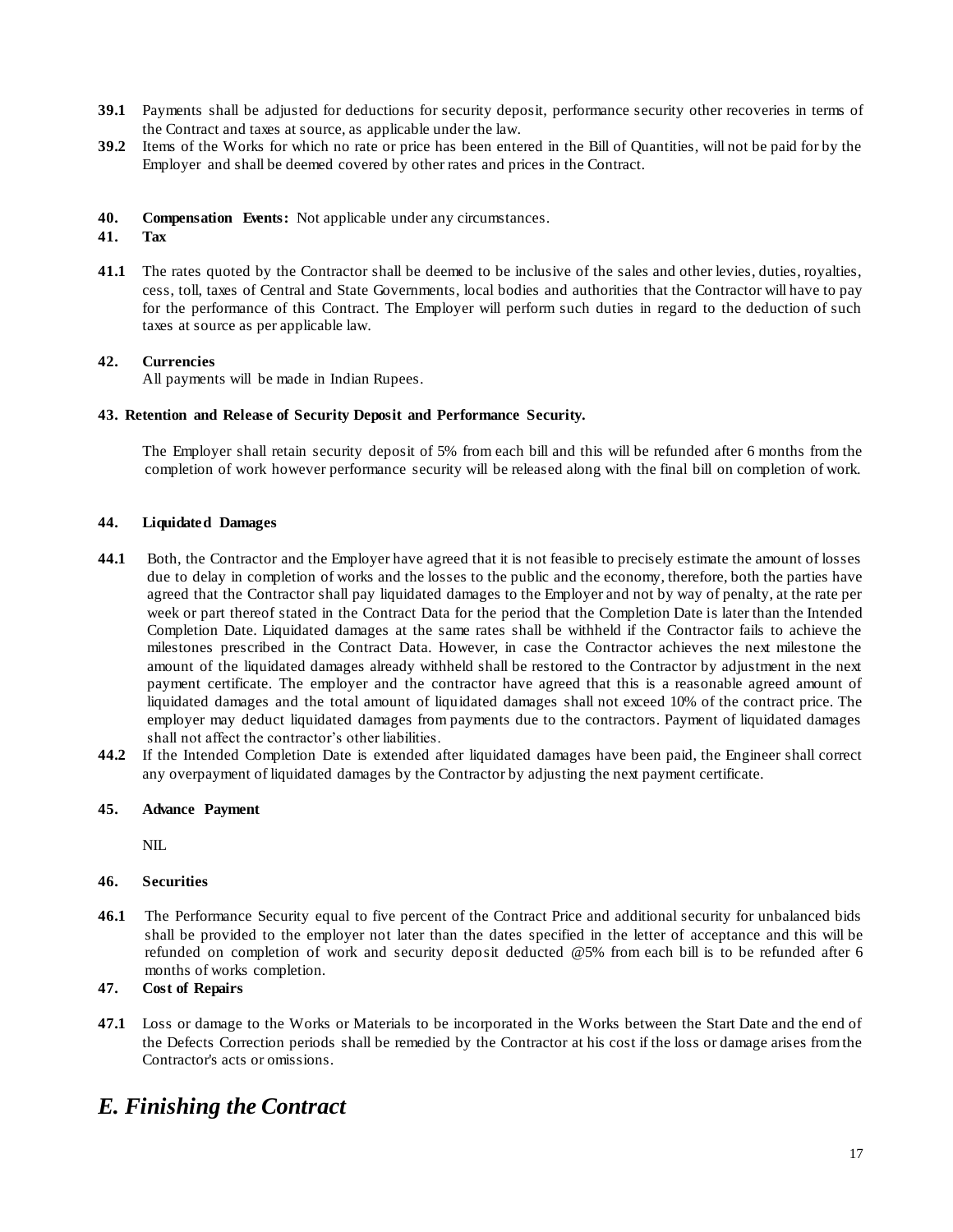**39.1** Payments shall be adjusted for deductions for security deposit, performance security other recoveries in terms of the Contract and taxes at source, as applicable under the law.

**39.2** Items of the Works for which no rate or price has been entered in the Bill of Quantities, will not be paid for by the Employer and shall be deemed covered by other rates and prices in the Contract.

**40. Compensation Events:** Not applicable under any circumstances.

**41. Tax**

**41.1** The rates quoted by the Contractor shall be deemed to be inclusive of the sales and other levies, duties, royalties, cess, toll, taxes of Central and State Governments, local bodies and authorities that the Contractor will have to pay for the performance of this Contract. The Employer will perform such duties in regard to the deduction of such taxes at source as per applicable law.

**42. Currencies**

All payments will be made in Indian Rupees.

**43. Retention and Release of Security Deposit and Performance Security.**

The Employer shall retain security deposit of 5% from each bill and this will be refunded after 6 months from the completion of work however performance security will be released along with the final bill on completion of work.

**44. Liquidated Damages**

**44.1** Both, the Contractor and the Employer have agreed that it is not feasible to precisely estimate the amount of losses due to delay in completion of works and the losses to the public and the economy, therefore, both the parties have agreed that the Contractor shall pay liquidated damages to the Employer and not by way of penalty, at the rate per week or part thereof stated in the Contract Data for the period that the Completion Date is later than the Intended Completion Date. Liquidated damages at the same rates shall be withheld if the Contractor fails to achieve the milestones prescribed in the Contract Data. However, in case the Contractor achieves the next milestone the amount of the liquidated damages already withheld shall be restored to the Contractor by adjustment in the next payment certificate. The employer and the contractor have agreed that this is a reasonable agreed amount of liquidated damages and the total amount of liquidated damages shall not exceed 10% of the contract price. The employer may deduct liquidated damages from payments due to the contractors. Payment of liquidated damages shall not affect the contractor's other liabilities.

**44.2** If the Intended Completion Date is extended after liquidated damages have been paid, the Engineer shall correct any overpayment of liquidated damages by the Contractor by adjusting the next payment certificate.

**45. Advance Payment**

NIL

**46. Securities**

**46.1** The Performance Security equal to five percent of the Contract Price and additional security for unbalanced bids shall be provided to the employer not later than the dates specified in the letter of acceptance and this will be refunded on completion of work and security deposit deducted @5% from each bill is to be refunded after 6 months of works completion.

**47. Cost of Repairs**

**47.1** Loss or damage to the Works or Materials to be incorporated in the Works between the Start Date and the end of the Defects Correction periods shall be remedied by the Contractor at his cost if the loss or damage arises from the Contractor's acts or omissions.

## *E. Finishing the Contract*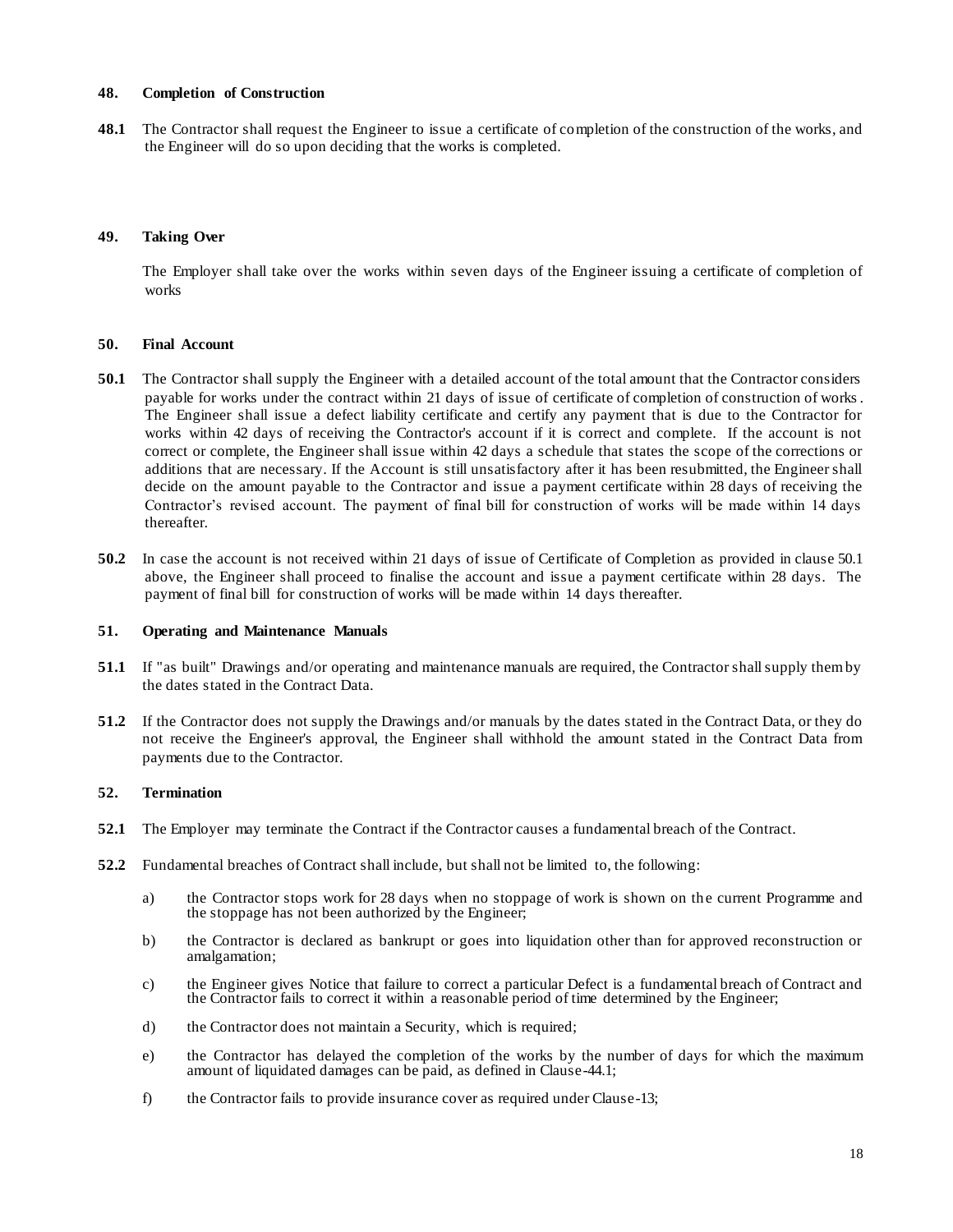### 48. Completion of Construction

**48.1** The Contractor shall request the Engineer to issue a certificate of completion of the construction of the works, and the Engineer will do so upon deciding that the works is completed.

### 49. Taking Over

The Employer shall take over the works within seven days of the Engineer issuing a certificate of completion of works

### 50. Final Account

**50.1** The Contractor shall supply the Engineer with a detailed account of the total amount that the Contractor considers payable for works under the contract within 21 days of issue of certificate of completion of construction of works. The Engineer shall issue a defect liability certificate and certify any payment that is due to the Contractor for works within 42 days of receiving the Contractor's account if it is correct and complete. If the account is not correct or complete, the Engineer shall issue within 42 days a schedule that states the scope of the corrections or additions that are necessary. If the Account is still unsatisfactory after it has been resubmitted, the Engineer shall decide on the amount payable to the Contractor and issue a payment certificate within 28 days of receiving the Contractor's revised account. The payment of final bill for construction of works will be made within 14 days thereafter.

**50.2** In case the account is not received within 21 days of issue of Certificate of Completion as provided in clause 50.1 above, the Engineer shall proceed to finalise the account and issue a payment certificate within 28 days. The payment of final bill for construction of works will be made within 14 days thereafter.

### 51. Operating and Maintenance Manuals

**51.1** If "as built" Drawings and/or operating and maintenance manuals are required, the Contractor shall supply them by the dates stated in the Contract Data.

**51.2** If the Contractor does not supply the Drawings and/or manuals by the dates stated in the Contract Data, or they do not receive the Engineer's approval, the Engineer shall withhold the amount stated in the Contract Data from payments due to the Contractor.

### 52. Termination

**52.1** The Employer may terminate the Contract if the Contractor causes a fundamental breach of the Contract.

**52.2** Fundamental breaches of Contract shall include, but shall not be limited to, the following:

a) the Contractor stops work for 28 days when no stoppage of work is shown on the current Programme and the stoppage has not been authorized by the Engineer;

b) the Contractor is declared as bankrupt or goes into liquidation other than for approved reconstruction or amalgamation;

c) the Engineer gives Notice that failure to correct a particular Defect is a fundamental breach of Contract and the Contractor fails to correct it within a reasonable period of time determined by the Engineer;

d) the Contractor does not maintain a Security, which is required;

e) the Contractor has delayed the completion of the works by the number of days for which the maximum amount of liquidated damages can be paid, as defined in Clause-44.1;

f) the Contractor fails to provide insurance cover as required under Clause-13;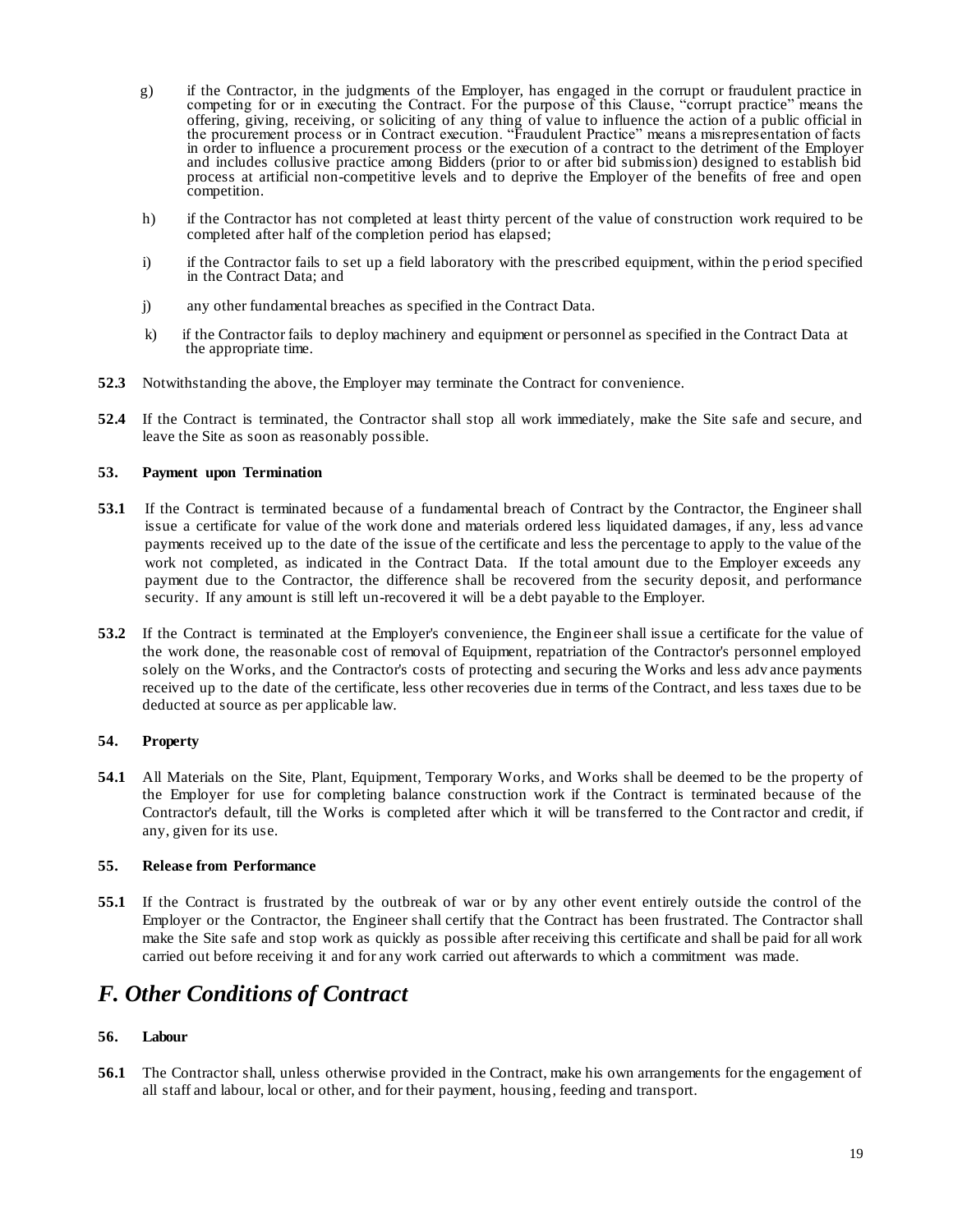g) if the Contractor, in the judgments of the Employer, has engaged in the corrupt or fraudulent practice in competing for or in executing the Contract. For the purpose of this Clause, "corrupt practice" means the offering, giving, receiving, or soliciting of any thing of value to influence the action of a public official in the procurement process or in Contract execution. "Fraudulent Practice" means a misrepresentation of facts in order to influence a procurement process or the execution of a contract to the detriment of the Employer and includes collusive practice among Bidders (prior to or after bid submission) designed to establish bid process at artificial non-competitive levels and to deprive the Employer of the benefits of free and open competition.

h) if the Contractor has not completed at least thirty percent of the value of construction work required to be completed after half of the completion period has elapsed;

i) if the Contractor fails to set up a field laboratory with the prescribed equipment, within the period specified in the Contract Data; and

j) any other fundamental breaches as specified in the Contract Data.

k) if the Contractor fails to deploy machinery and equipment or personnel as specified in the Contract Data at the appropriate time.

**52.3** Notwithstanding the above, the Employer may terminate the Contract for convenience.

**52.4** If the Contract is terminated, the Contractor shall stop all work immediately, make the Site safe and secure, and leave the Site as soon as reasonably possible.

#### 53. Payment upon Termination

**53.1** If the Contract is terminated because of a fundamental breach of Contract by the Contractor, the Engineer shall issue a certificate for value of the work done and materials ordered less liquidated damages, if any, less advance payments received up to the date of the issue of the certificate and less the percentage to apply to the value of the work not completed, as indicated in the Contract Data. If the total amount due to the Employer exceeds any payment due to the Contractor, the difference shall be recovered from the security deposit, and performance security. If any amount is still left un-recovered it will be a debt payable to the Employer.

**53.2** If the Contract is terminated at the Employer's convenience, the Engineer shall issue a certificate for the value of the work done, the reasonable cost of removal of Equipment, repatriation of the Contractor's personnel employed solely on the Works, and the Contractor's costs of protecting and securing the Works and less advance payments received up to the date of the certificate, less other recoveries due in terms of the Contract, and less taxes due to be deducted at source as per applicable law.

#### 54. Property

**54.1** All Materials on the Site, Plant, Equipment, Temporary Works, and Works shall be deemed to be the property of the Employer for use for completing balance construction work if the Contract is terminated because of the Contractor's default, till the Works is completed after which it will be transferred to the Contractor and credit, if any, given for its use.

#### 55. Release from Performance

**55.1** If the Contract is frustrated by the outbreak of war or by any other event entirely outside the control of the Employer or the Contractor, the Engineer shall certify that the Contract has been frustrated. The Contractor shall make the Site safe and stop work as quickly as possible after receiving this certificate and shall be paid for all work carried out before receiving it and for any work carried out afterwards to which a commitment was made.

## *F. Other Conditions of Contract*

#### 56. Labour

**56.1** The Contractor shall, unless otherwise provided in the Contract, make his own arrangements for the engagement of all staff and labour, local or other, and for their payment, housing, feeding and transport.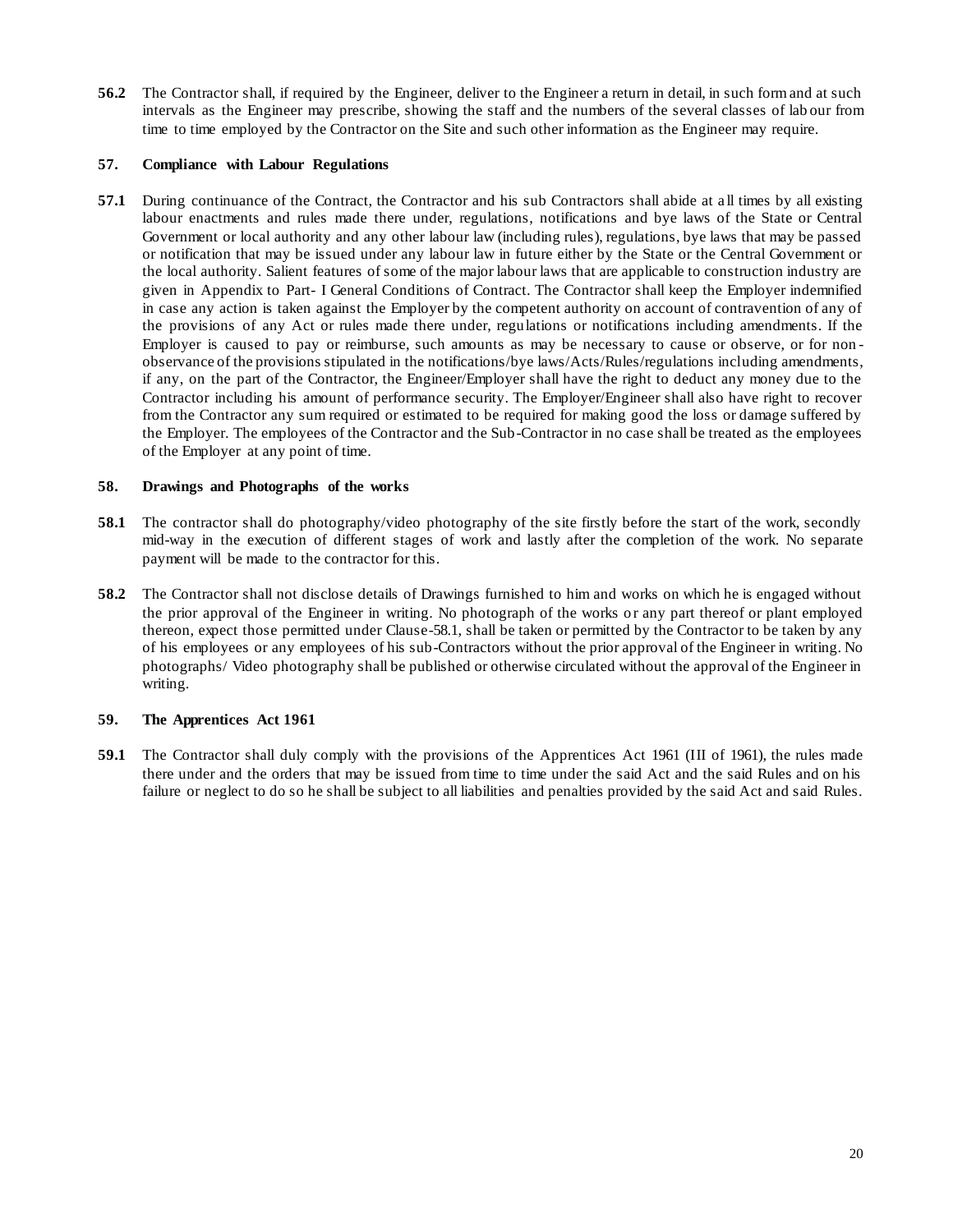**56.2** The Contractor shall, if required by the Engineer, deliver to the Engineer a return in detail, in such form and at such intervals as the Engineer may prescribe, showing the staff and the numbers of the several classes of labour from time to time employed by the Contractor on the Site and such other information as the Engineer may require.

### 57. Compliance with Labour Regulations

**57.1** During continuance of the Contract, the Contractor and his sub Contractors shall abide at all times by all existing labour enactments and rules made there under, regulations, notifications and bye laws of the State or Central Government or local authority and any other labour law (including rules), regulations, bye laws that may be passed or notification that may be issued under any labour law in future either by the State or the Central Government or the local authority. Salient features of some of the major labour laws that are applicable to construction industry are given in Appendix to Part- I General Conditions of Contract. The Contractor shall keep the Employer indemnified in case any action is taken against the Employer by the competent authority on account of contravention of any of the provisions of any Act or rules made there under, regulations or notifications including amendments. If the Employer is caused to pay or reimburse, such amounts as may be necessary to cause or observe, or for non-observance of the provisions stipulated in the notifications/bye laws/Acts/Rules/regulations including amendments, if any, on the part of the Contractor, the Engineer/Employer shall have the right to deduct any money due to the Contractor including his amount of performance security. The Employer/Engineer shall also have right to recover from the Contractor any sum required or estimated to be required for making good the loss or damage suffered by the Employer. The employees of the Contractor and the Sub-Contractor in no case shall be treated as the employees of the Employer at any point of time.

### 58. Drawings and Photographs of the works

**58.1** The contractor shall do photography/video photography of the site firstly before the start of the work, secondly mid-way in the execution of different stages of work and lastly after the completion of the work. No separate payment will be made to the contractor for this.

**58.2** The Contractor shall not disclose details of Drawings furnished to him and works on which he is engaged without the prior approval of the Engineer in writing. No photograph of the works or any part thereof or plant employed thereon, expect those permitted under Clause-58.1, shall be taken or permitted by the Contractor to be taken by any of his employees or any employees of his sub-Contractors without the prior approval of the Engineer in writing. No photographs/ Video photography shall be published or otherwise circulated without the approval of the Engineer in writing.

### 59. The Apprentices Act 1961

**59.1** The Contractor shall duly comply with the provisions of the Apprentices Act 1961 (III of 1961), the rules made there under and the orders that may be issued from time to time under the said Act and the said Rules and on his failure or neglect to do so he shall be subject to all liabilities and penalties provided by the said Act and said Rules.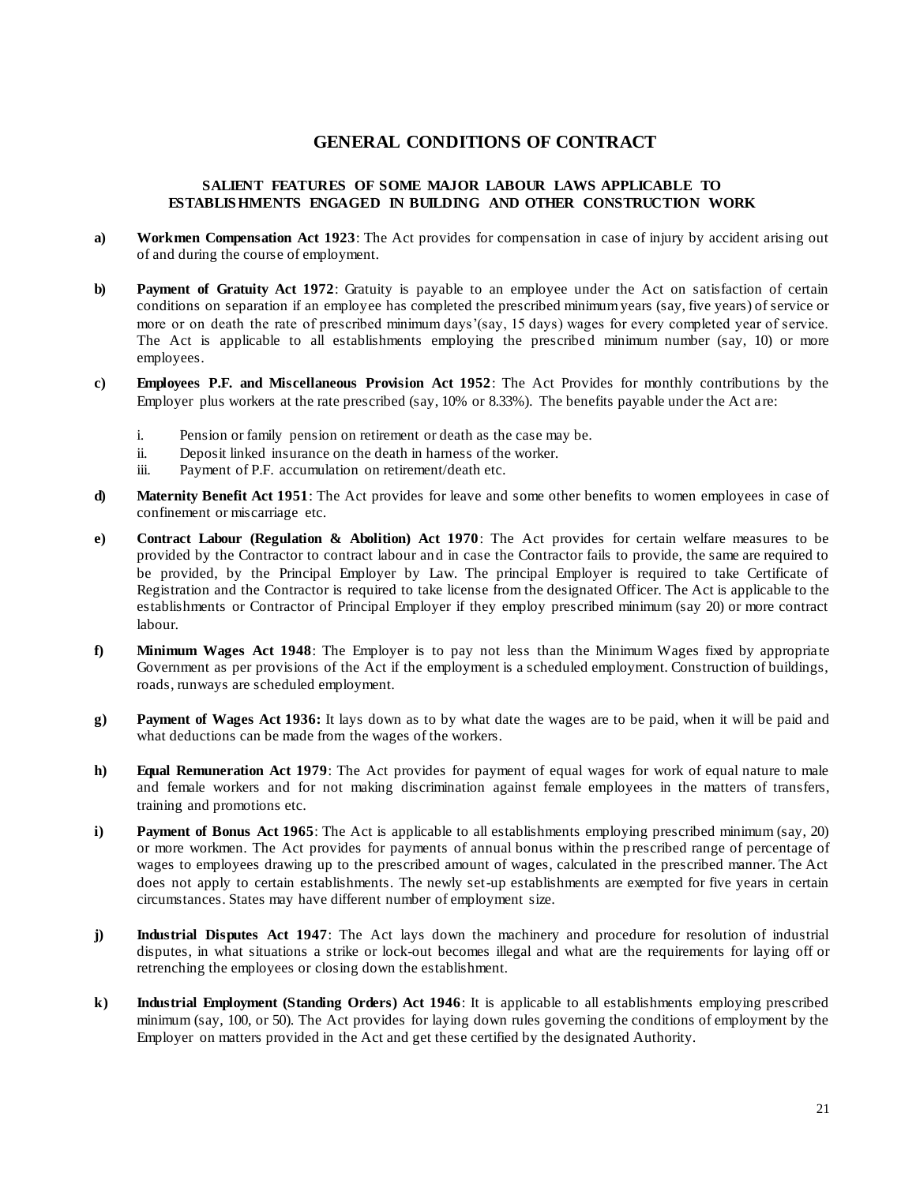# GENERAL CONDITIONS OF CONTRACT

### SALIENT FEATURES OF SOME MAJOR LABOUR LAWS APPLICABLE TO ESTABLISHMENTS ENGAGED IN BUILDING AND OTHER CONSTRUCTION WORK

**a)** **Workmen Compensation Act 1923**: The Act provides for compensation in case of injury by accident arising out of and during the course of employment.

**b)** **Payment of Gratuity Act 1972**: Gratuity is payable to an employee under the Act on satisfaction of certain conditions on separation if an employee has completed the prescribed minimum years (say, five years) of service or more or on death the rate of prescribed minimum days'(say, 15 days) wages for every completed year of service. The Act is applicable to all establishments employing the prescribed minimum number (say, 10) or more employees.

**c)** **Employees P.F. and Miscellaneous Provision Act 1952**: The Act Provides for monthly contributions by the Employer plus workers at the rate prescribed (say, 10% or 8.33%). The benefits payable under the Act are:

i. Pension or family pension on retirement or death as the case may be.
ii. Deposit linked insurance on the death in harness of the worker.
iii. Payment of P.F. accumulation on retirement/death etc.

**d)** **Maternity Benefit Act 1951**: The Act provides for leave and some other benefits to women employees in case of confinement or miscarriage etc.

**e)** **Contract Labour (Regulation & Abolition) Act 1970**: The Act provides for certain welfare measures to be provided by the Contractor to contract labour and in case the Contractor fails to provide, the same are required to be provided, by the Principal Employer by Law. The principal Employer is required to take Certificate of Registration and the Contractor is required to take license from the designated Officer. The Act is applicable to the establishments or Contractor of Principal Employer if they employ prescribed minimum (say 20) or more contract labour.

**f)** **Minimum Wages Act 1948**: The Employer is to pay not less than the Minimum Wages fixed by appropriate Government as per provisions of the Act if the employment is a scheduled employment. Construction of buildings, roads, runways are scheduled employment.

**g)** **Payment of Wages Act 1936:** It lays down as to by what date the wages are to be paid, when it will be paid and what deductions can be made from the wages of the workers.

**h)** **Equal Remuneration Act 1979**: The Act provides for payment of equal wages for work of equal nature to male and female workers and for not making discrimination against female employees in the matters of transfers, training and promotions etc.

**i)** **Payment of Bonus Act 1965**: The Act is applicable to all establishments employing prescribed minimum (say, 20) or more workmen. The Act provides for payments of annual bonus within the prescribed range of percentage of wages to employees drawing up to the prescribed amount of wages, calculated in the prescribed manner. The Act does not apply to certain establishments. The newly set-up establishments are exempted for five years in certain circumstances. States may have different number of employment size.

**j)** **Industrial Disputes Act 1947**: The Act lays down the machinery and procedure for resolution of industrial disputes, in what situations a strike or lock-out becomes illegal and what are the requirements for laying off or retrenching the employees or closing down the establishment.

**k)** **Industrial Employment (Standing Orders) Act 1946**: It is applicable to all establishments employing prescribed minimum (say, 100, or 50). The Act provides for laying down rules governing the conditions of employment by the Employer on matters provided in the Act and get these certified by the designated Authority.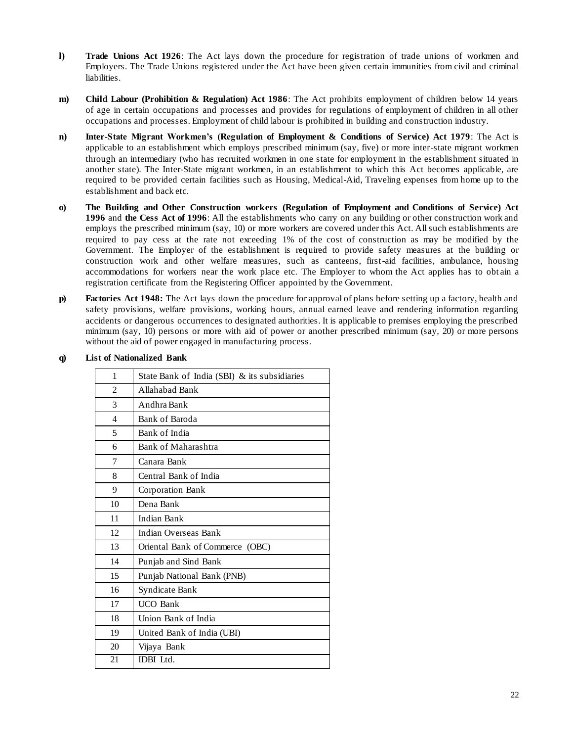**l)** **Trade Unions Act 1926**: The Act lays down the procedure for registration of trade unions of workmen and Employers. The Trade Unions registered under the Act have been given certain immunities from civil and criminal liabilities.

**m)** **Child Labour (Prohibition & Regulation) Act 1986**: The Act prohibits employment of children below 14 years of age in certain occupations and processes and provides for regulations of employment of children in all other occupations and processes. Employment of child labour is prohibited in building and construction industry.

**n)** **Inter-State Migrant Workmen's (Regulation of Employment & Conditions of Service) Act 1979**: The Act is applicable to an establishment which employs prescribed minimum (say, five) or more inter-state migrant workmen through an intermediary (who has recruited workmen in one state for employment in the establishment situated in another state). The Inter-State migrant workmen, in an establishment to which this Act becomes applicable, are required to be provided certain facilities such as Housing, Medical-Aid, Traveling expenses from home up to the establishment and back etc.

**o)** **The Building and Other Construction workers (Regulation of Employment and Conditions of Service) Act 1996** and **the Cess Act of 1996**: All the establishments who carry on any building or other construction work and employs the prescribed minimum (say, 10) or more workers are covered under this Act. All such establishments are required to pay cess at the rate not exceeding 1% of the cost of construction as may be modified by the Government. The Employer of the establishment is required to provide safety measures at the building or construction work and other welfare measures, such as canteens, first-aid facilities, ambulance, housing accommodations for workers near the work place etc. The Employer to whom the Act applies has to obtain a registration certificate from the Registering Officer appointed by the Government.

**p)** **Factories Act 1948:** The Act lays down the procedure for approval of plans before setting up a factory, health and safety provisions, welfare provisions, working hours, annual earned leave and rendering information regarding accidents or dangerous occurrences to designated authorities. It is applicable to premises employing the prescribed minimum (say, 10) persons or more with aid of power or another prescribed minimum (say, 20) or more persons without the aid of power engaged in manufacturing process.

**q)** **List of Nationalized Bank**

| | |
|---|---|
| 1 | State Bank of India (SBI) & its subsidiaries |
| 2 | Allahabad Bank |
| 3 | Andhra Bank |
| 4 | Bank of Baroda |
| 5 | Bank of India |
| 6 | Bank of Maharashtra |
| 7 | Canara Bank |
| 8 | Central Bank of India |
| 9 | Corporation Bank |
| 10 | Dena Bank |
| 11 | Indian Bank |
| 12 | Indian Overseas Bank |
| 13 | Oriental Bank of Commerce (OBC) |
| 14 | Punjab and Sind Bank |
| 15 | Punjab National Bank (PNB) |
| 16 | Syndicate Bank |
| 17 | UCO Bank |
| 18 | Union Bank of India |
| 19 | United Bank of India (UBI) |
| 20 | Vijaya Bank |
| 21 | IDBI Ltd. |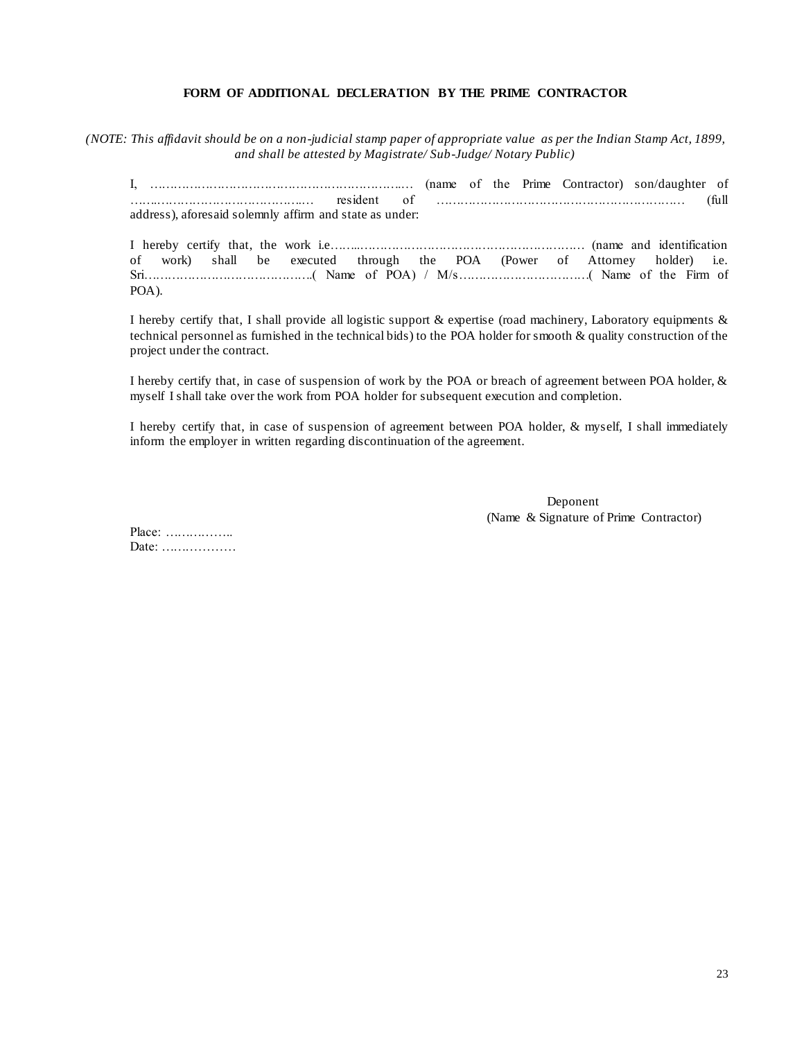**FORM OF ADDITIONAL DECLERATION BY THE PRIME CONTRACTOR**

*(NOTE: This affidavit should be on a non-judicial stamp paper of appropriate value as per the Indian Stamp Act, 1899, and shall be attested by Magistrate/ Sub-Judge/ Notary Public)*

I, ……………………………………………………..… (name of the Prime Contractor) son/daughter of ……..…………………………….… resident of …………………………………………………… (full address), aforesaid solemnly affirm and state as under:

I hereby certify that, the work i.e……..……………………………………………….… (name and identification of work) shall be executed through the POA (Power of Attorney holder) i.e. Sri……………………………………..( Name of POA) / M/s…………………………….( Name of the Firm of POA).

I hereby certify that, I shall provide all logistic support & expertise (road machinery, Laboratory equipments & technical personnel as furnished in the technical bids) to the POA holder for smooth & quality construction of the project under the contract.

I hereby certify that, in case of suspension of work by the POA or breach of agreement between POA holder, & myself I shall take over the work from POA holder for subsequent execution and completion.

I hereby certify that, in case of suspension of agreement between POA holder, & myself, I shall immediately inform the employer in written regarding discontinuation of the agreement.

Deponent
(Name & Signature of Prime Contractor)

Place: ……………..
Date: ……………….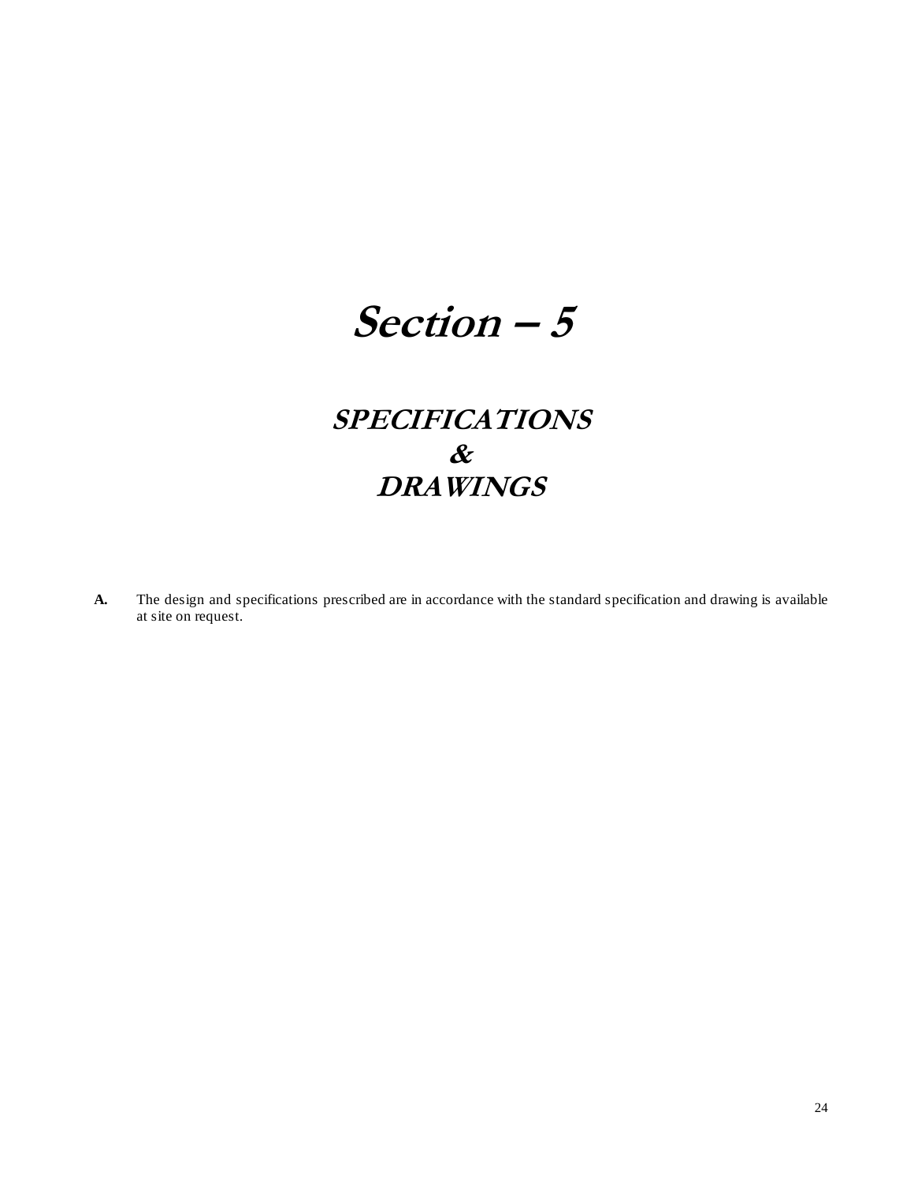# *Section – 5*

## *SPECIFICATIONS & DRAWINGS*

**A.** The design and specifications prescribed are in accordance with the standard specification and drawing is available at site on request.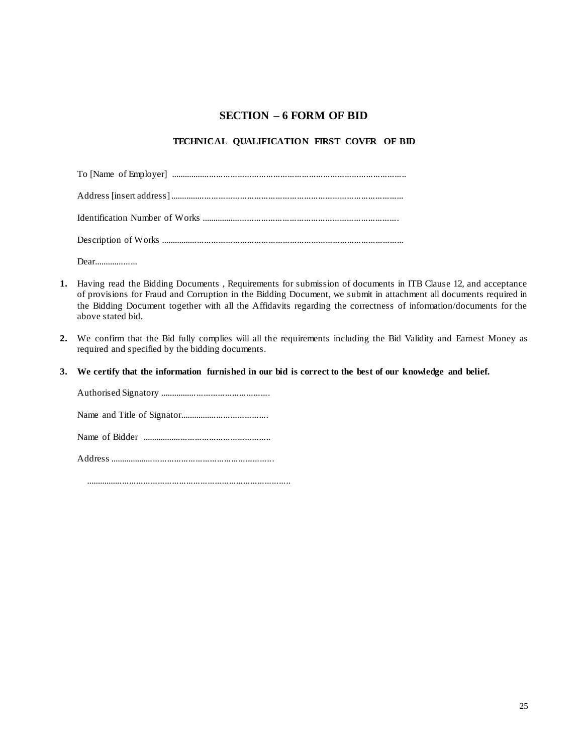## SECTION – 6 FORM OF BID

### TECHNICAL QUALIFICATION FIRST COVER OF BID

To [Name of Employer] ..............................................................................................

Address [insert address]..............................................................................................

Identification Number of Works .................................................................................

Description of Works ..................................................................................................

Dear....................

1. Having read the Bidding Documents , Requirements for submission of documents in ITB Clause 12, and acceptance of provisions for Fraud and Corruption in the Bidding Document, we submit in attachment all documents required in the Bidding Document together with all the Affidavits regarding the correctness of information/documents for the above stated bid.

2. We confirm that the Bid fully complies will all the requirements including the Bid Validity and Earnest Money as required and specified by the bidding documents.

3. **We certify that the information furnished in our bid is correct to the best of our knowledge and belief.**

Authorised Signatory ..............................................

Name and Title of Signator......................................

Name of Bidder ......................................................

Address ..................................................................

..............................................................................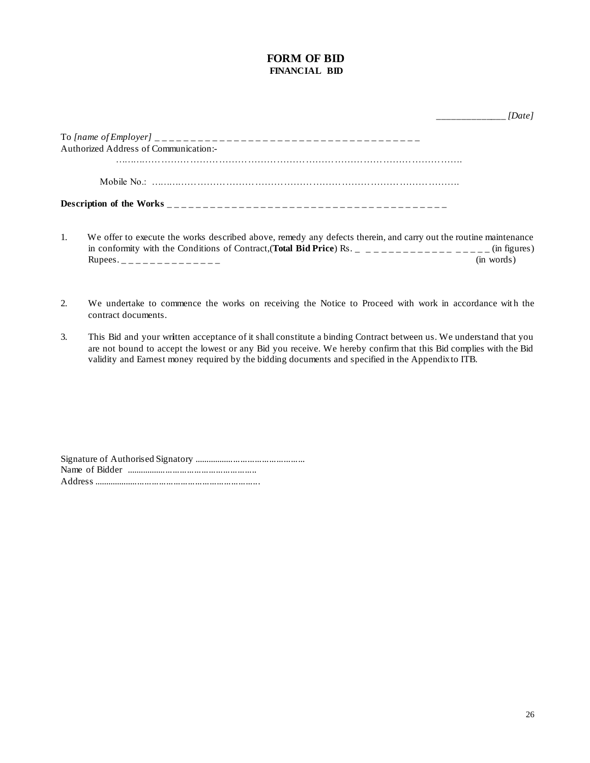# FORM OF BID
## FINANCIAL BID

_______________ *[Date]*

To *[name of Employer]* _ _ _ _ _ _ _ _ _ _ _ _ _ _ _ _ _ _ _ _ _ _ _ _ _ _ _ _ _ _ _ _ _ _ _ _ _ _ _

Authorized Address of Communication:-

………………………………………………………………………………………………

Mobile No.: …………………………………………………………………………………

**Description of the Works** _ _ _ _ _ _ _ _ _ _ _ _ _ _ _ _ _ _ _ _ _ _ _ _ _ _ _ _ _ _ _ _ _ _ _ _ _ _ _ _ _

1. We offer to execute the works described above, remedy any defects therein, and carry out the routine maintenance in conformity with the Conditions of Contract,(**Total Bid Price**) Rs. _ _ _ _ _ _ _ _ _ _ _ _ _ _ _ _ _ _ _ _ (in figures) Rupees. _ _ _ _ _ _ _ _ _ _ _ _ _ _ _ (in words)

2. We undertake to commence the works on receiving the Notice to Proceed with work in accordance with the contract documents.

3. This Bid and your written acceptance of it shall constitute a binding Contract between us. We understand that you are not bound to accept the lowest or any Bid you receive. We hereby confirm that this Bid complies with the Bid validity and Earnest money required by the bidding documents and specified in the Appendix to ITB.

Signature of Authorised Signatory ………………………………………

Name of Bidder ……………………………………………

Address ………………………………………………………….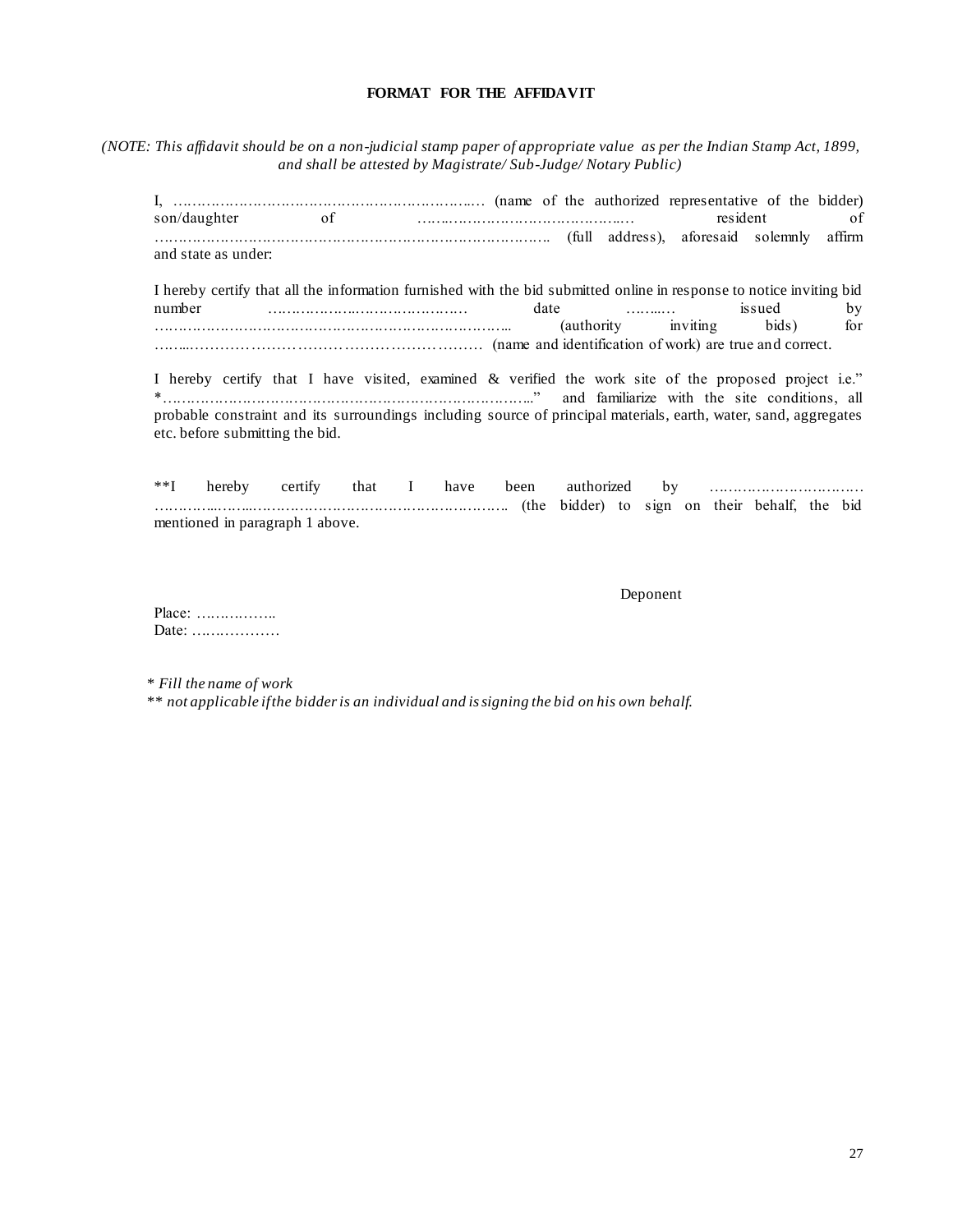**FORMAT FOR THE AFFIDAVIT**

*(NOTE: This affidavit should be on a non-judicial stamp paper of appropriate value as per the Indian Stamp Act, 1899, and shall be attested by Magistrate/ Sub-Judge/ Notary Public)*

I, ……………………………………………………….… (name of the authorized representative of the bidder) son/daughter of ……..…………………………….… resident of ………………………………………………………………………. (full address), aforesaid solemnly affirm and state as under:

I hereby certify that all the information furnished with the bid submitted online in response to notice inviting bid number ………………..…………………. date ……...… issued by ………………………………………………………………….. (authority inviting bids) for ……...……………………………………………………… (name and identification of work) are true and correct.

I hereby certify that I have visited, examined & verified the work site of the proposed project i.e." *…………………………………………………………………..." and familiarize with the site conditions, all probable constraint and its surroundings including source of principal materials, earth, water, sand, aggregates etc. before submitting the bid.

**I hereby certify that I have been authorized by ……………………………………………...……..……………………………………………………. (the bidder) to sign on their behalf, the bid mentioned in paragraph 1 above.

Deponent

Place: ……………..
Date: ………………

*\* Fill the name of work*
*\*\* not applicable if the bidder is an individual and is signing the bid on his own behalf.*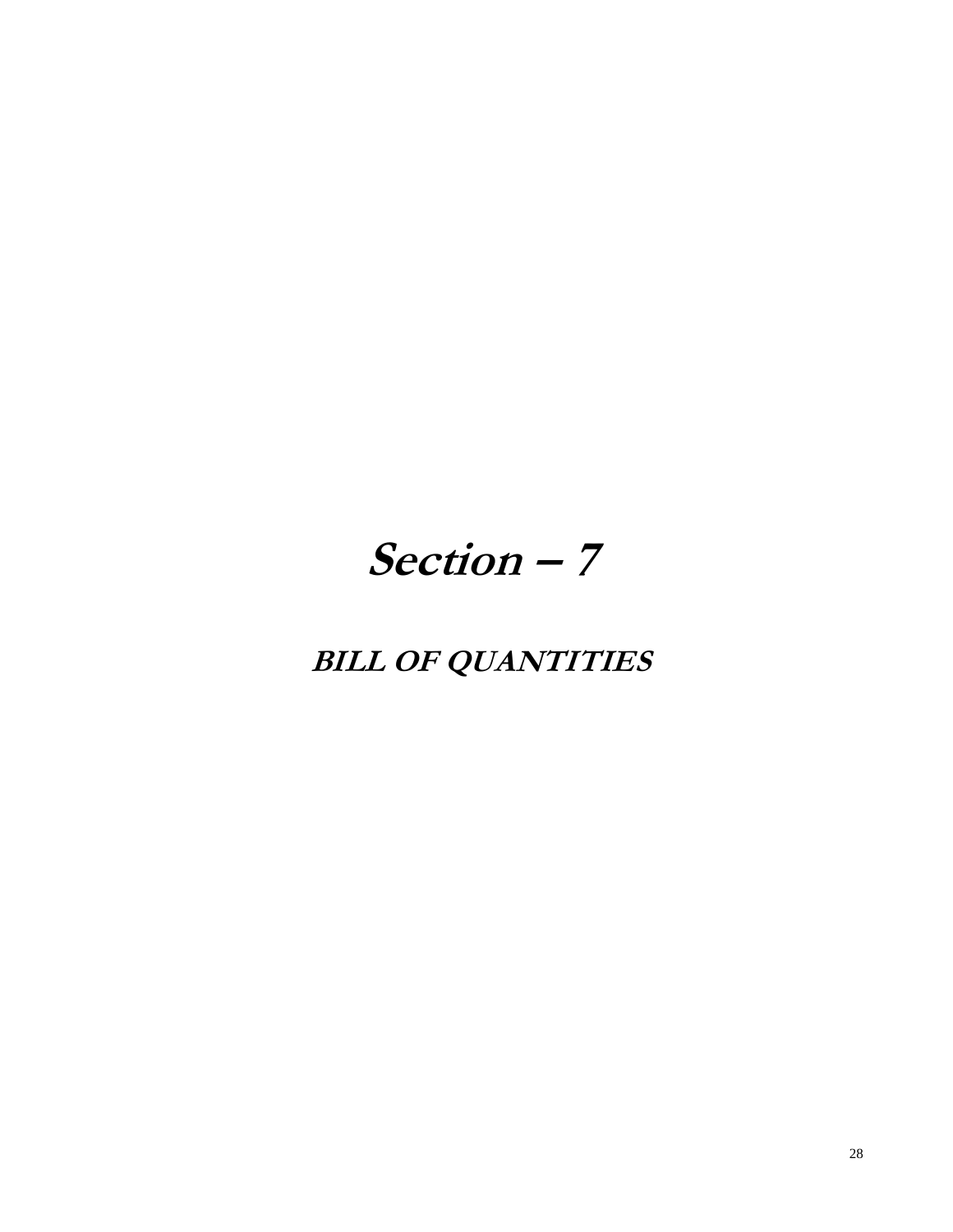# Section – 7

## BILL OF QUANTITIES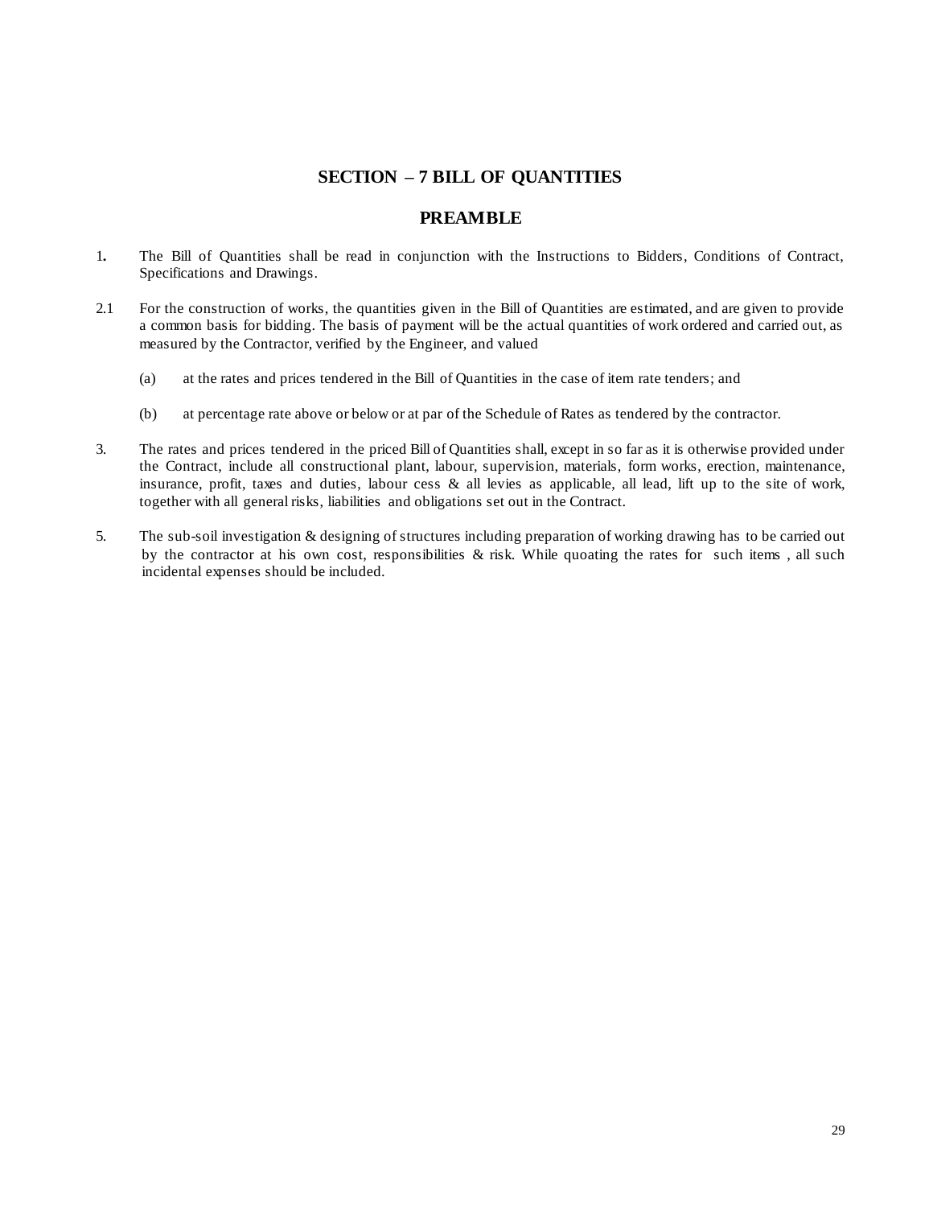## SECTION – 7 BILL OF QUANTITIES

## PREAMBLE

1. The Bill of Quantities shall be read in conjunction with the Instructions to Bidders, Conditions of Contract, Specifications and Drawings.

2.1 For the construction of works, the quantities given in the Bill of Quantities are estimated, and are given to provide a common basis for bidding. The basis of payment will be the actual quantities of work ordered and carried out, as measured by the Contractor, verified by the Engineer, and valued

   (a) at the rates and prices tendered in the Bill of Quantities in the case of item rate tenders; and

   (b) at percentage rate above or below or at par of the Schedule of Rates as tendered by the contractor.

3. The rates and prices tendered in the priced Bill of Quantities shall, except in so far as it is otherwise provided under the Contract, include all constructional plant, labour, supervision, materials, form works, erection, maintenance, insurance, profit, taxes and duties, labour cess & all levies as applicable, all lead, lift up to the site of work, together with all general risks, liabilities and obligations set out in the Contract.

5. The sub-soil investigation & designing of structures including preparation of working drawing has to be carried out by the contractor at his own cost, responsibilities & risk. While quoating the rates for such items , all such incidental expenses should be included.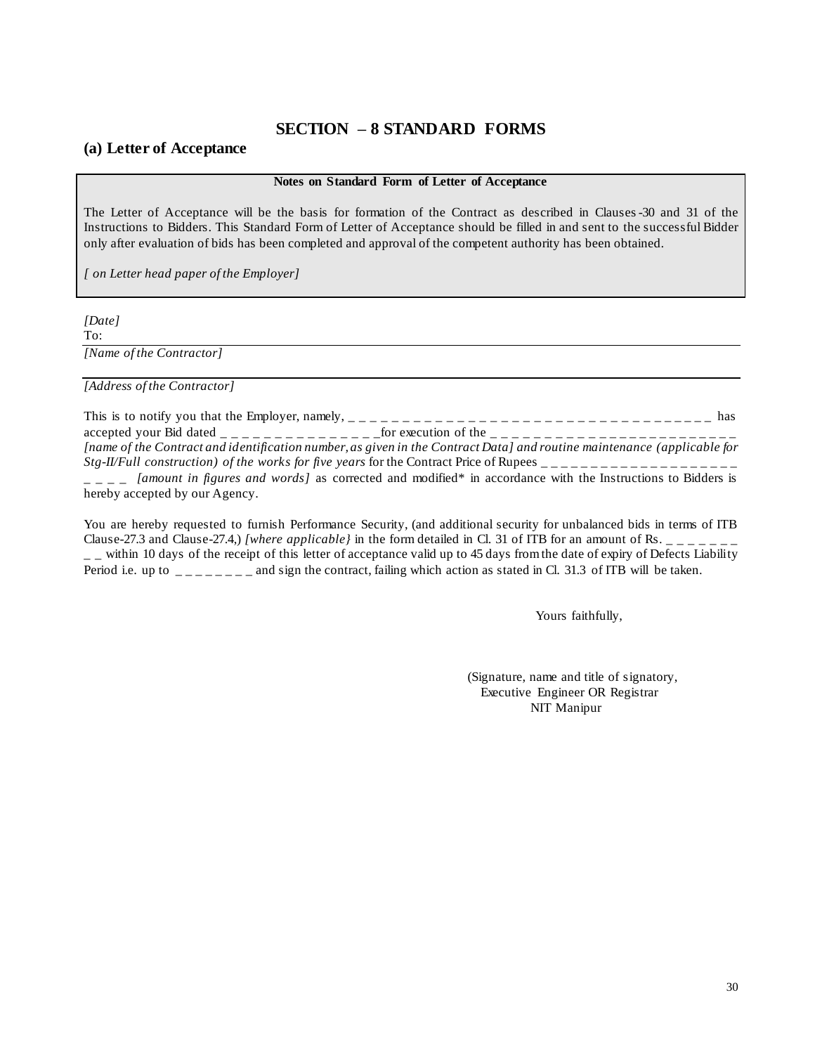# SECTION – 8 STANDARD FORMS

## (a) Letter of Acceptance

**Notes on Standard Form of Letter of Acceptance**

The Letter of Acceptance will be the basis for formation of the Contract as described in Clauses-30 and 31 of the Instructions to Bidders. This Standard Form of Letter of Acceptance should be filled in and sent to the successful Bidder only after evaluation of bids has been completed and approval of the competent authority has been obtained.

*[ on Letter head paper of the Employer]*

*[Date]*

To:

*[Name of the Contractor]*

*[Address of the Contractor]*

This is to notify you that the Employer, namely, _ _ _ _ _ _ _ _ _ _ _ _ _ _ _ _ _ _ _ _ _ _ _ _ _ _ _ _ _ _ _ _ _ _ _ _ _ has accepted your Bid dated _ _ _ _ _ _ _ _ _ _ _ _ _ _ _for execution of the _ _ _ _ _ _ _ _ _ _ _ _ _ _ _ _ _ _ _ _ _ _ _ _ _ *[name of the Contract and identification number, as given in the Contract Data] and routine maintenance (applicable for Stg-II/Full construction) of the works for five years* for the Contract Price of Rupees _ _ _ _ _ _ _ _ _ _ _ _ _ _ _ _ _ _ _ _ _ _ _ _ *[amount in figures and words]* as corrected and modified* in accordance with the Instructions to Bidders is hereby accepted by our Agency.

You are hereby requested to furnish Performance Security, (and additional security for unbalanced bids in terms of ITB Clause-27.3 and Clause-27.4,) *[where applicable}* in the form detailed in Cl. 31 of ITB for an amount of Rs. _ _ _ _ _ _ _ _ _ within 10 days of the receipt of this letter of acceptance valid up to 45 days from the date of expiry of Defects Liability Period i.e. up to _ _ _ _ _ _ _ _ and sign the contract, failing which action as stated in Cl. 31.3 of ITB will be taken.

Yours faithfully,

(Signature, name and title of signatory,
Executive Engineer OR Registrar
NIT Manipur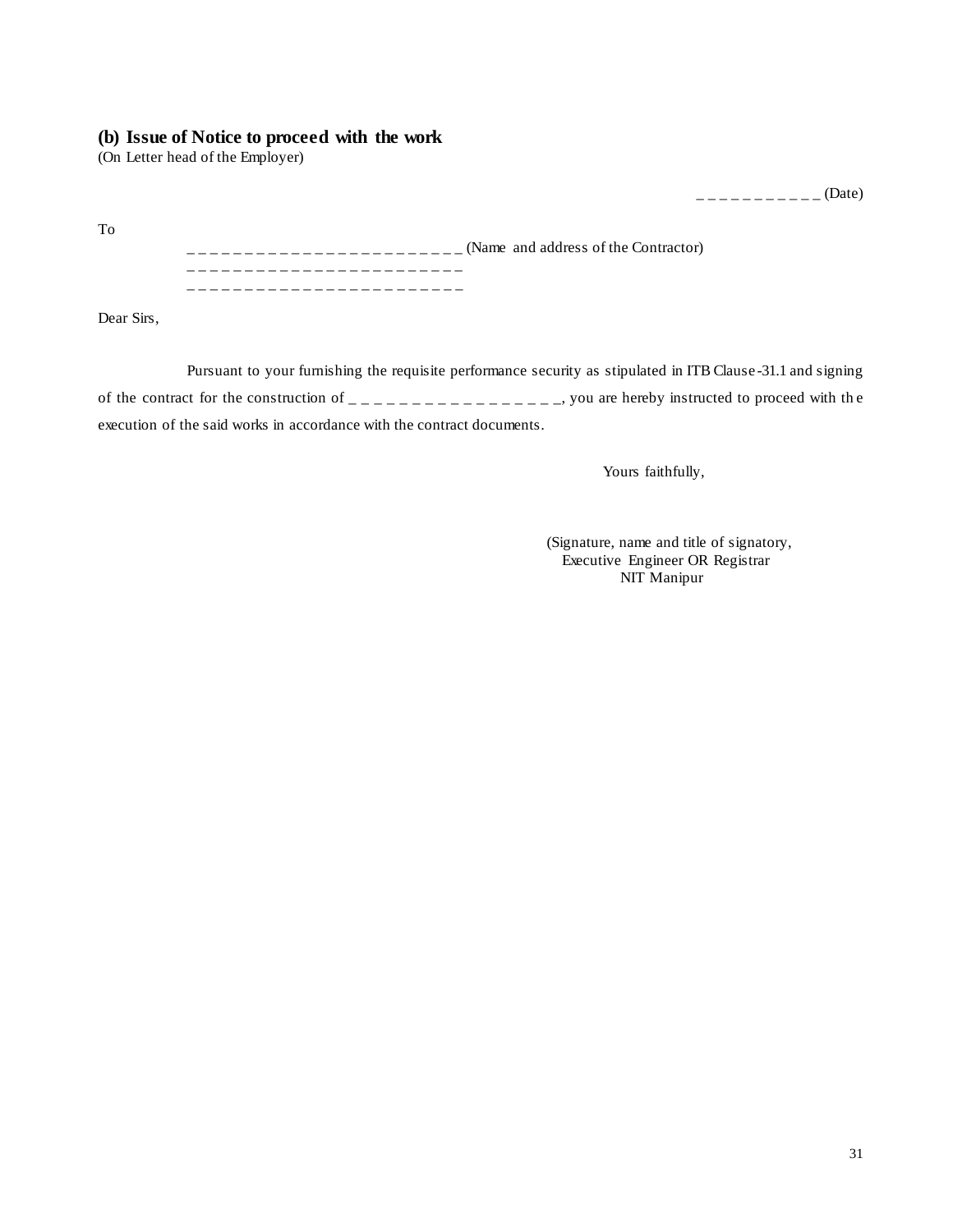**(b) Issue of Notice to proceed with the work**
(On Letter head of the Employer)

_ _ _ _ _ _ _ _ _ _ _ (Date)

To

_ _ _ _ _ _ _ _ _ _ _ _ _ _ _ _ _ _ _ _ _ _ _ _ (Name and address of the Contractor)
_ _ _ _ _ _ _ _ _ _ _ _ _ _ _ _ _ _ _ _ _ _ _ _
_ _ _ _ _ _ _ _ _ _ _ _ _ _ _ _ _ _ _ _ _ _ _ _

Dear Sirs,

Pursuant to your furnishing the requisite performance security as stipulated in ITB Clause-31.1 and signing of the contract for the construction of _ _ _ _ _ _ _ _ _ _ _ _ _ _ _ _ _, you are hereby instructed to proceed with the execution of the said works in accordance with the contract documents.

Yours faithfully,

(Signature, name and title of signatory,
Executive Engineer OR Registrar
NIT Manipur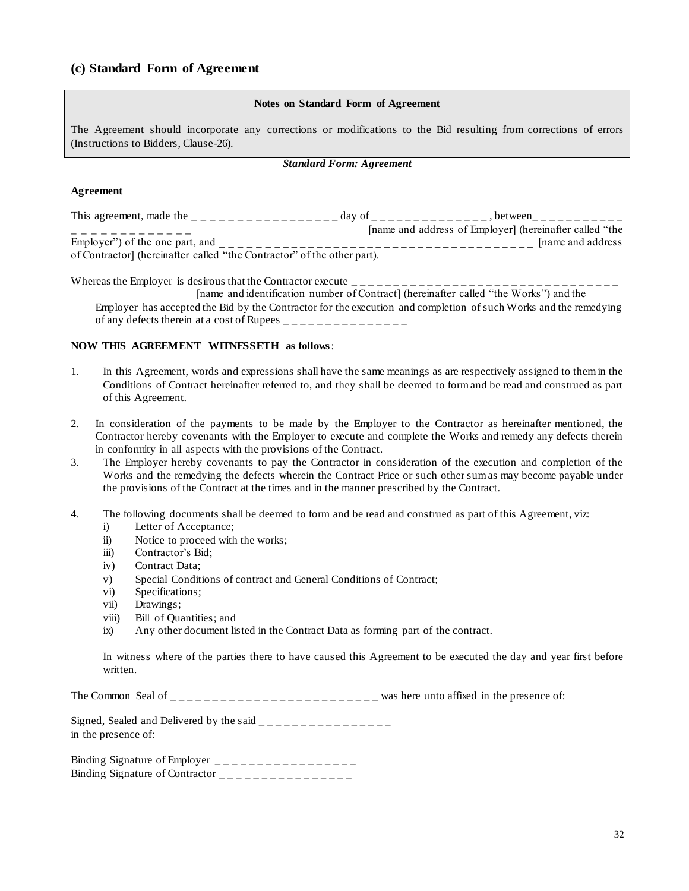## (c) Standard Form of Agreement

> **Notes on Standard Form of Agreement**
>
> The Agreement should incorporate any corrections or modifications to the Bid resulting from corrections of errors (Instructions to Bidders, Clause-26).

***Standard Form: Agreement***

**Agreement**

This agreement, made the _ _ _ _ _ _ _ _ _ _ _ _ _ _ _ _ _ _ day of _ _ _ _ _ _ _ _ _ _ _ _ _ _ _ , between_ _ _ _ _ _ _ _ _ _ _ _ _ _ _ _ _ _ _ _ _ _ _ _ _ _ _ _ _ _ _ _ _ _ _ _ _ _ _ _ _ _ _ [name and address of Employer] (hereinafter called "the Employer") of the one part, and _ _ _ _ _ _ _ _ _ _ _ _ _ _ _ _ _ _ _ _ _ _ _ _ _ _ _ _ _ _ _ _ _ _ _ _ _ _ [name and address of Contractor] (hereinafter called "the Contractor" of the other part).

Whereas the Employer is desirous that the Contractor execute _ _ _ _ _ _ _ _ _ _ _ _ _ _ _ _ _ _ _ _ _ _ _ _ _ _ _ _ _ _ _ _ _ _ _ _ _ _ _ _ _ _ _ _ _ [name and identification number of Contract] (hereinafter called "the Works") and the Employer has accepted the Bid by the Contractor for the execution and completion of such Works and the remedying of any defects therein at a cost of Rupees _ _ _ _ _ _ _ _ _ _ _ _ _ _ _ _

**NOW THIS AGREEMENT WITNESSETH as follows**:

1. In this Agreement, words and expressions shall have the same meanings as are respectively assigned to them in the Conditions of Contract hereinafter referred to, and they shall be deemed to form and be read and construed as part of this Agreement.

2. In consideration of the payments to be made by the Employer to the Contractor as hereinafter mentioned, the Contractor hereby covenants with the Employer to execute and complete the Works and remedy any defects therein in conformity in all aspects with the provisions of the Contract.

3. The Employer hereby covenants to pay the Contractor in consideration of the execution and completion of the Works and the remedying the defects wherein the Contract Price or such other sum as may become payable under the provisions of the Contract at the times and in the manner prescribed by the Contract.

4. The following documents shall be deemed to form and be read and construed as part of this Agreement, viz:
   - i) Letter of Acceptance;
   - ii) Notice to proceed with the works;
   - iii) Contractor's Bid;
   - iv) Contract Data;
   - v) Special Conditions of contract and General Conditions of Contract;
   - vi) Specifications;
   - vii) Drawings;
   - viii) Bill of Quantities; and
   - ix) Any other document listed in the Contract Data as forming part of the contract.

   In witness where of the parties there to have caused this Agreement to be executed the day and year first before written.

The Common Seal of _ _ _ _ _ _ _ _ _ _ _ _ _ _ _ _ _ _ _ _ _ _ _ _ _ _ _ was here unto affixed in the presence of:

Signed, Sealed and Delivered by the said _ _ _ _ _ _ _ _ _ _ _ _ _ _ _ _ _
in the presence of:

Binding Signature of Employer _ _ _ _ _ _ _ _ _ _ _ _ _ _ _ _ _ _
Binding Signature of Contractor _ _ _ _ _ _ _ _ _ _ _ _ _ _ _ _ _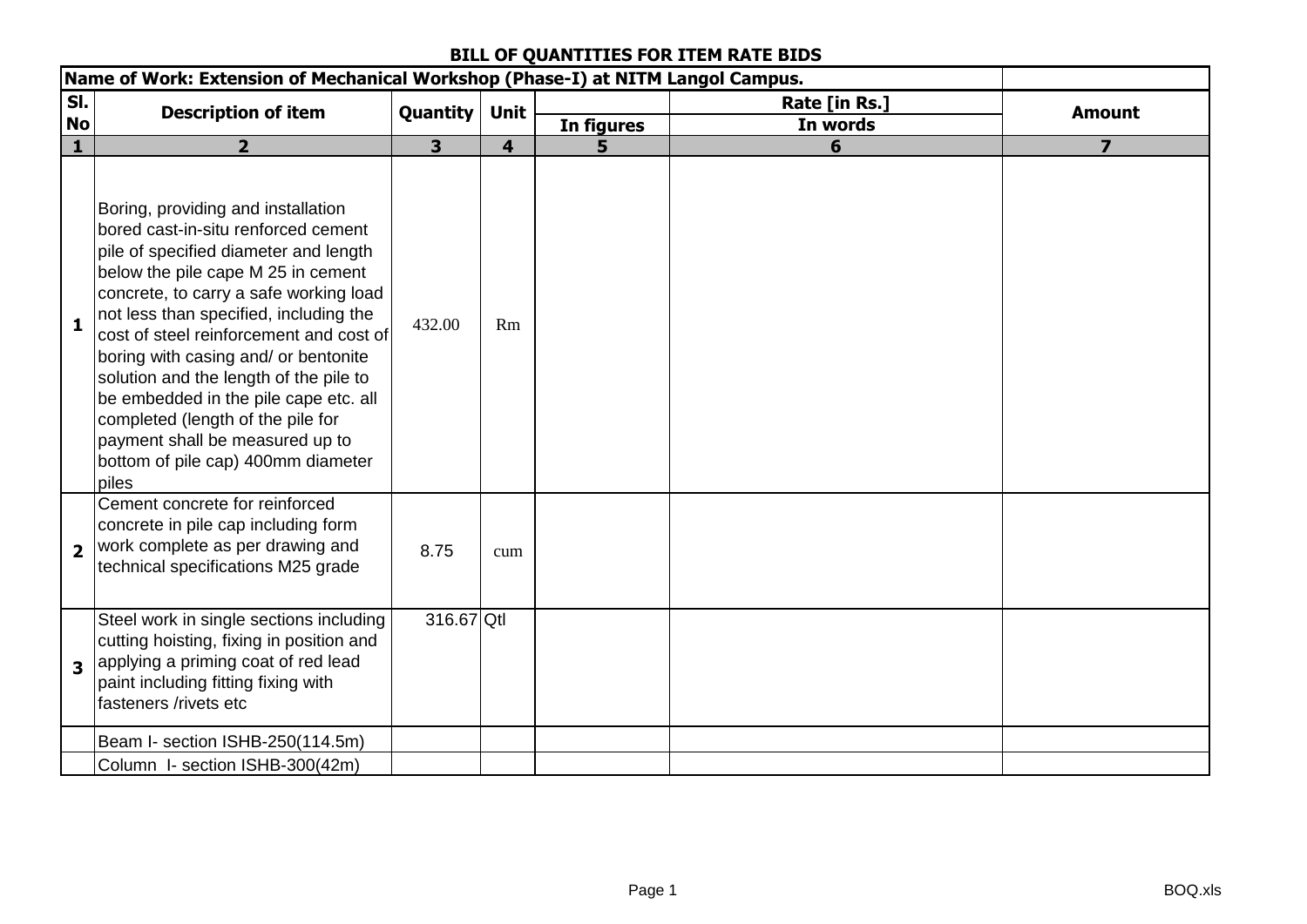**BILL OF QUANTITIES FOR ITEM RATE BIDS**

| Name of Work: Extension of Mechanical Workshop (Phase-I) at NITM Langol Campus. | | | | | | |
|---|---|---|---|---|---|---|
| **Sl. No** | **Description of item** | **Quantity** | **Unit** | **Rate [in Rs.]** | | **Amount** |
| | | | | **In figures** | **In words** | |
| **1** | **2** | **3** | **4** | **5** | **6** | **7** |
| **1** | Boring, providing and installation bored cast-in-situ renforced cement pile of specified diameter and length below the pile cape M 25 in cement concrete, to carry a safe working load not less than specified, including the cost of steel reinforcement and cost of boring with casing and/ or bentonite solution and the length of the pile to be embedded in the pile cape etc. all completed (length of the pile for payment shall be measured up to bottom of pile cap) 400mm diameter piles | 432.00 | Rm | | | |
| **2** | Cement concrete for reinforced concrete in pile cap including form work complete as per drawing and technical specifications M25 grade | 8.75 | cum | | | |
| **3** | Steel work in single sections including cutting hoisting, fixing in position and applying a priming coat of red lead paint including fitting fixing with fasteners /rivets etc | 316.67 | Qtl | | | |
| | Beam I- section ISHB-250(114.5m) | | | | | |
| | Column I- section ISHB-300(42m) | | | | | |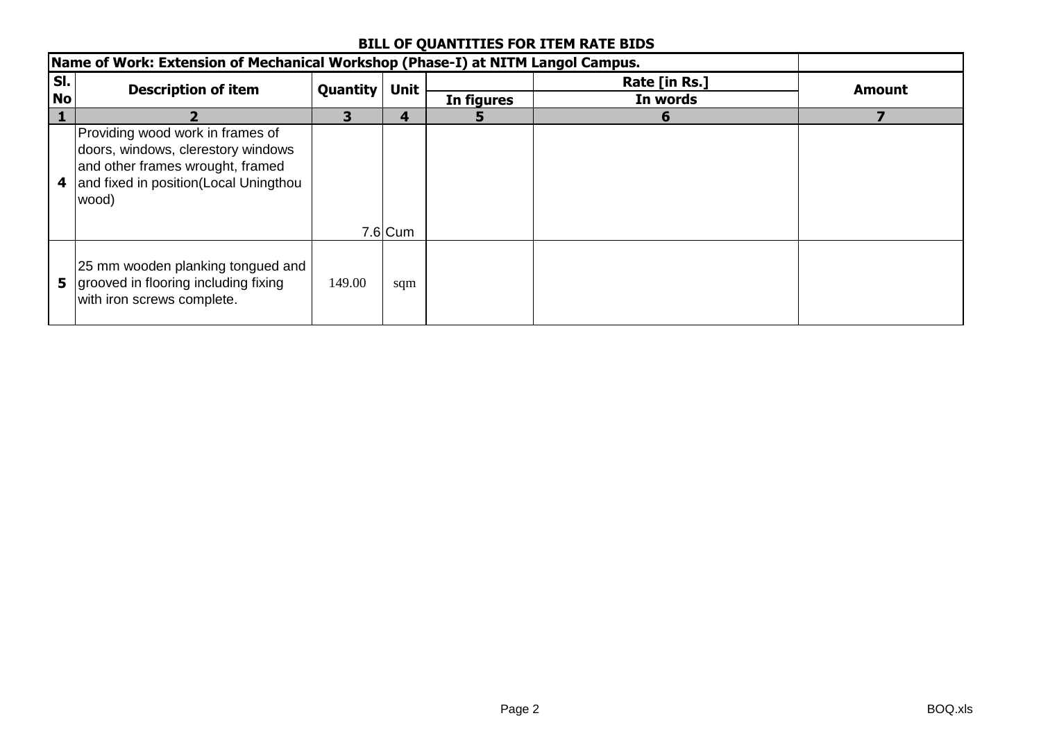**BILL OF QUANTITIES FOR ITEM RATE BIDS**

| Name of Work: Extension of Mechanical Workshop (Phase-I) at NITM Langol Campus. | | | | | | |
|---|---|---|---|---|---|---|
| Sl. No | Description of item | Quantity | Unit | Rate [in Rs.] | | Amount |
| | | | | In figures | In words | |
| 1 | 2 | 3 | 4 | 5 | 6 | 7 |
| 4 | Providing wood work in frames of doors, windows, clerestory windows and other frames wrought, framed and fixed in position(Local Uningthou wood) | 7.6 | Cum | | | |
| 5 | 25 mm wooden planking tongued and grooved in flooring including fixing with iron screws complete. | 149.00 | sqm | | | |